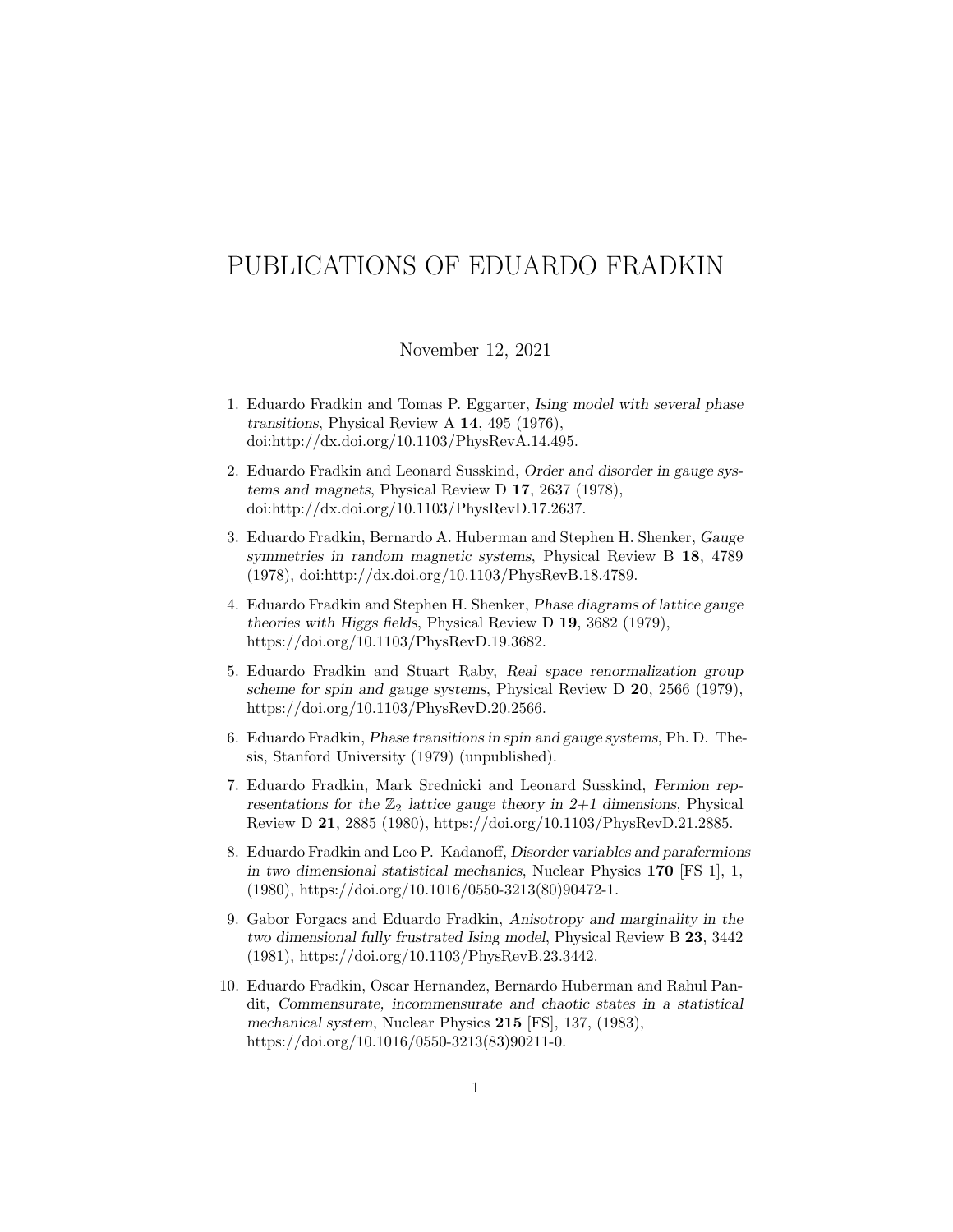# PUBLICATIONS OF EDUARDO FRADKIN

November 12, 2021

1. Eduardo Fradkin and Tomas P. Eggarter, *Ising model with several phase transitions*, Physical Review A **14**, 495 (1976), doi:http://dx.doi.org/10.1103/PhysRevA.14.495.

2. Eduardo Fradkin and Leonard Susskind, *Order and disorder in gauge systems and magnets*, Physical Review D **17**, 2637 (1978), doi:http://dx.doi.org/10.1103/PhysRevD.17.2637.

3. Eduardo Fradkin, Bernardo A. Huberman and Stephen H. Shenker, *Gauge symmetries in random magnetic systems*, Physical Review B **18**, 4789 (1978), doi:http://dx.doi.org/10.1103/PhysRevB.18.4789.

4. Eduardo Fradkin and Stephen H. Shenker, *Phase diagrams of lattice gauge theories with Higgs fields*, Physical Review D **19**, 3682 (1979), https://doi.org/10.1103/PhysRevD.19.3682.

5. Eduardo Fradkin and Stuart Raby, *Real space renormalization group scheme for spin and gauge systems*, Physical Review D **20**, 2566 (1979), https://doi.org/10.1103/PhysRevD.20.2566.

6. Eduardo Fradkin, *Phase transitions in spin and gauge systems*, Ph. D. Thesis, Stanford University (1979) (unpublished).

7. Eduardo Fradkin, Mark Srednicki and Leonard Susskind, *Fermion representations for the $\mathbb{Z}_2$ lattice gauge theory in 2+1 dimensions*, Physical Review D **21**, 2885 (1980), https://doi.org/10.1103/PhysRevD.21.2885.

8. Eduardo Fradkin and Leo P. Kadanoff, *Disorder variables and parafermions in two dimensional statistical mechanics*, Nuclear Physics **170** [FS 1], 1, (1980), https://doi.org/10.1016/0550-3213(80)90472-1.

9. Gabor Forgacs and Eduardo Fradkin, *Anisotropy and marginality in the two dimensional fully frustrated Ising model*, Physical Review B **23**, 3442 (1981), https://doi.org/10.1103/PhysRevB.23.3442.

10. Eduardo Fradkin, Oscar Hernandez, Bernardo Huberman and Rahul Pandit, *Commensurate, incommensurate and chaotic states in a statistical mechanical system*, Nuclear Physics **215** [FS], 137, (1983), https://doi.org/10.1016/0550-3213(83)90211-0.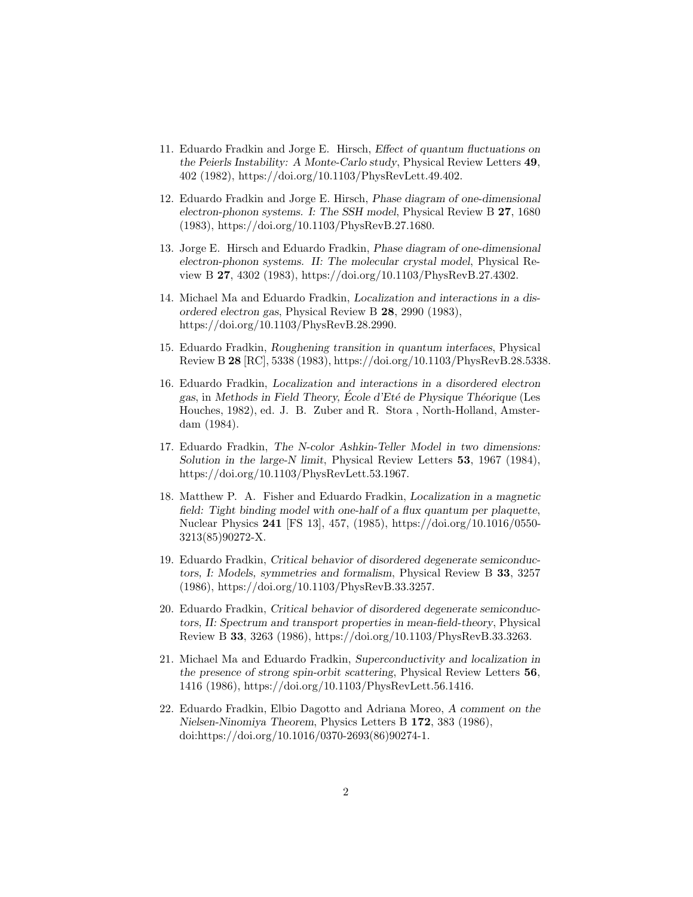11. Eduardo Fradkin and Jorge E. Hirsch, *Effect of quantum fluctuations on the Peierls Instability: A Monte-Carlo study*, Physical Review Letters **49**, 402 (1982), https://doi.org/10.1103/PhysRevLett.49.402.

12. Eduardo Fradkin and Jorge E. Hirsch, *Phase diagram of one-dimensional electron-phonon systems. I: The SSH model*, Physical Review B **27**, 1680 (1983), https://doi.org/10.1103/PhysRevB.27.1680.

13. Jorge E. Hirsch and Eduardo Fradkin, *Phase diagram of one-dimensional electron-phonon systems. II: The molecular crystal model*, Physical Review B **27**, 4302 (1983), https://doi.org/10.1103/PhysRevB.27.4302.

14. Michael Ma and Eduardo Fradkin, *Localization and interactions in a disordered electron gas*, Physical Review B **28**, 2990 (1983), https://doi.org/10.1103/PhysRevB.28.2990.

15. Eduardo Fradkin, *Roughening transition in quantum interfaces*, Physical Review B **28** [RC], 5338 (1983), https://doi.org/10.1103/PhysRevB.28.5338.

16. Eduardo Fradkin, *Localization and interactions in a disordered electron gas*, in *Methods in Field Theory, École d'Eté de Physique Théorique* (Les Houches, 1982), ed. J. B. Zuber and R. Stora , North-Holland, Amsterdam (1984).

17. Eduardo Fradkin, *The N-color Ashkin-Teller Model in two dimensions: Solution in the large-N limit*, Physical Review Letters **53**, 1967 (1984), https://doi.org/10.1103/PhysRevLett.53.1967.

18. Matthew P. A. Fisher and Eduardo Fradkin, *Localization in a magnetic field: Tight binding model with one-half of a flux quantum per plaquette*, Nuclear Physics **241** [FS 13], 457, (1985), https://doi.org/10.1016/0550-3213(85)90272-X.

19. Eduardo Fradkin, *Critical behavior of disordered degenerate semiconductors, I: Models, symmetries and formalism*, Physical Review B **33**, 3257 (1986), https://doi.org/10.1103/PhysRevB.33.3257.

20. Eduardo Fradkin, *Critical behavior of disordered degenerate semiconductors, II: Spectrum and transport properties in mean-field-theory*, Physical Review B **33**, 3263 (1986), https://doi.org/10.1103/PhysRevB.33.3263.

21. Michael Ma and Eduardo Fradkin, *Superconductivity and localization in the presence of strong spin-orbit scattering*, Physical Review Letters **56**, 1416 (1986), https://doi.org/10.1103/PhysRevLett.56.1416.

22. Eduardo Fradkin, Elbio Dagotto and Adriana Moreo, *A comment on the Nielsen-Ninomiya Theorem*, Physics Letters B **172**, 383 (1986), doi:https://doi.org/10.1016/0370-2693(86)90274-1.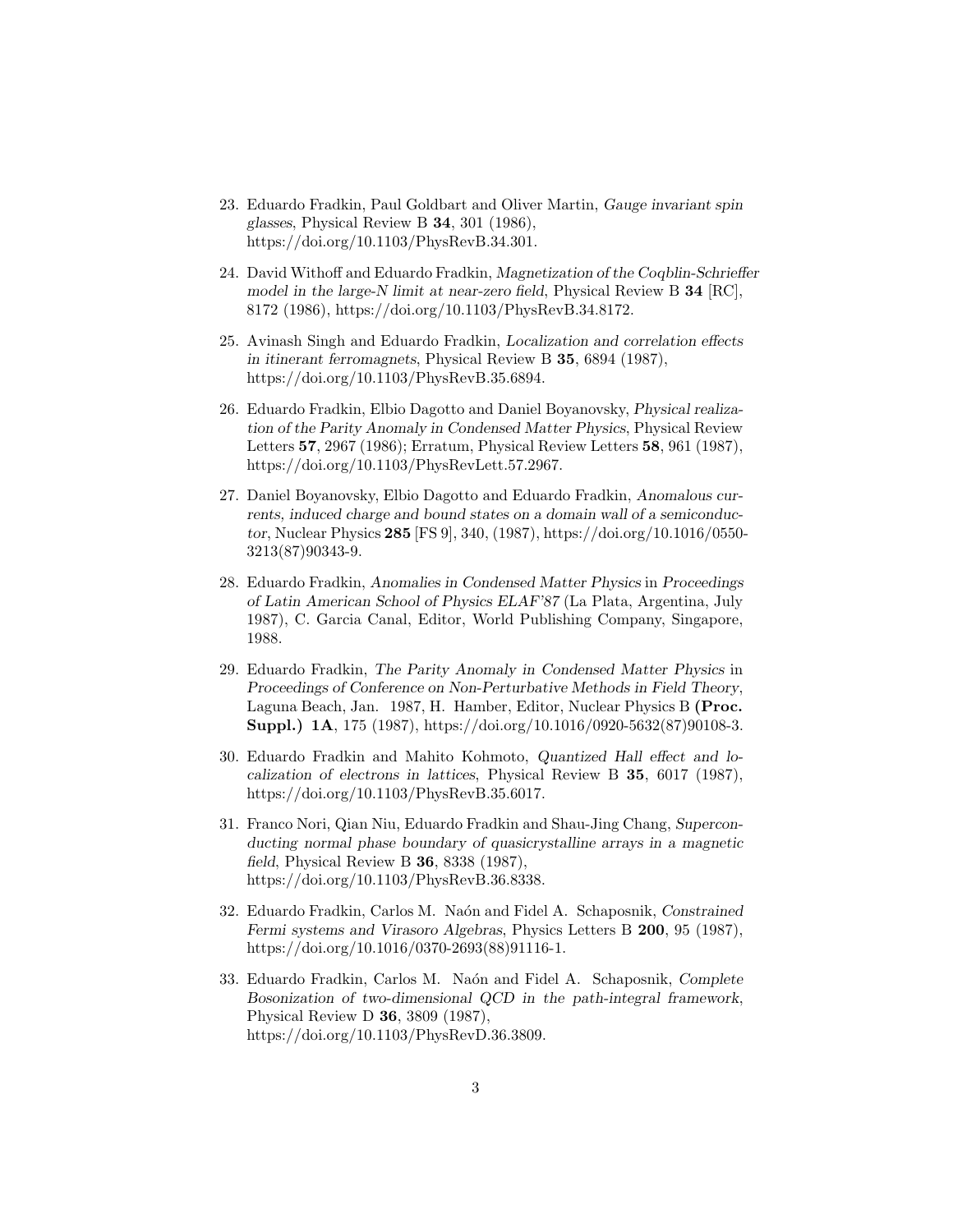23. Eduardo Fradkin, Paul Goldbart and Oliver Martin, *Gauge invariant spin glasses*, Physical Review B **34**, 301 (1986), https://doi.org/10.1103/PhysRevB.34.301.

24. David Withoff and Eduardo Fradkin, *Magnetization of the Coqblin-Schrieffer model in the large-N limit at near-zero field*, Physical Review B **34** [RC], 8172 (1986), https://doi.org/10.1103/PhysRevB.34.8172.

25. Avinash Singh and Eduardo Fradkin, *Localization and correlation effects in itinerant ferromagnets*, Physical Review B **35**, 6894 (1987), https://doi.org/10.1103/PhysRevB.35.6894.

26. Eduardo Fradkin, Elbio Dagotto and Daniel Boyanovsky, *Physical realization of the Parity Anomaly in Condensed Matter Physics*, Physical Review Letters **57**, 2967 (1986); Erratum, Physical Review Letters **58**, 961 (1987), https://doi.org/10.1103/PhysRevLett.57.2967.

27. Daniel Boyanovsky, Elbio Dagotto and Eduardo Fradkin, *Anomalous currents, induced charge and bound states on a domain wall of a semiconductor*, Nuclear Physics **285** [FS 9], 340, (1987), https://doi.org/10.1016/0550-3213(87)90343-9.

28. Eduardo Fradkin, *Anomalies in Condensed Matter Physics* in *Proceedings of Latin American School of Physics ELAF'87* (La Plata, Argentina, July 1987), C. Garcia Canal, Editor, World Publishing Company, Singapore, 1988.

29. Eduardo Fradkin, *The Parity Anomaly in Condensed Matter Physics* in *Proceedings of Conference on Non-Perturbative Methods in Field Theory*, Laguna Beach, Jan. 1987, H. Hamber, Editor, Nuclear Physics B **(Proc. Suppl.) 1A**, 175 (1987), https://doi.org/10.1016/0920-5632(87)90108-3.

30. Eduardo Fradkin and Mahito Kohmoto, *Quantized Hall effect and localization of electrons in lattices*, Physical Review B **35**, 6017 (1987), https://doi.org/10.1103/PhysRevB.35.6017.

31. Franco Nori, Qian Niu, Eduardo Fradkin and Shau-Jing Chang, *Superconducting normal phase boundary of quasicrystalline arrays in a magnetic field*, Physical Review B **36**, 8338 (1987), https://doi.org/10.1103/PhysRevB.36.8338.

32. Eduardo Fradkin, Carlos M. Naón and Fidel A. Schaposnik, *Constrained Fermi systems and Virasoro Algebras*, Physics Letters B **200**, 95 (1987), https://doi.org/10.1016/0370-2693(88)91116-1.

33. Eduardo Fradkin, Carlos M. Naón and Fidel A. Schaposnik, *Complete Bosonization of two-dimensional QCD in the path-integral framework*, Physical Review D **36**, 3809 (1987), https://doi.org/10.1103/PhysRevD.36.3809.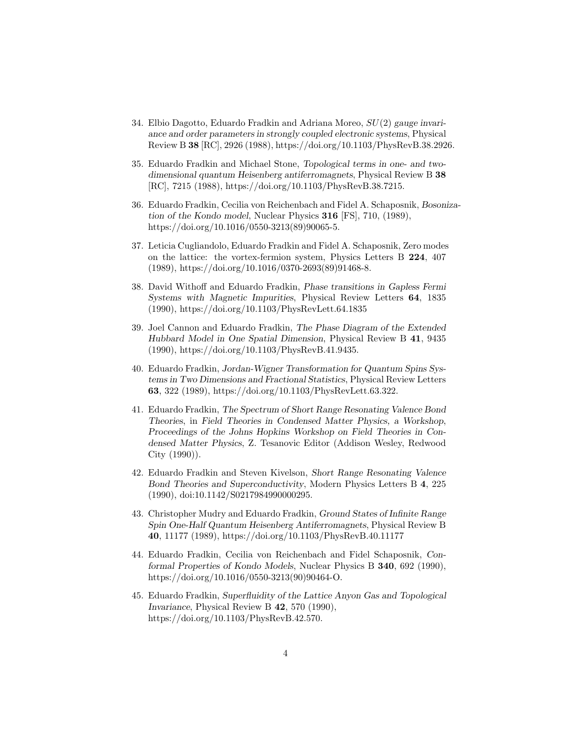34. Elbio Dagotto, Eduardo Fradkin and Adriana Moreo, *$SU(2)$ gauge invariance and order parameters in strongly coupled electronic systems*, Physical Review B **38** [RC], 2926 (1988), https://doi.org/10.1103/PhysRevB.38.2926.

35. Eduardo Fradkin and Michael Stone, *Topological terms in one- and two-dimensional quantum Heisenberg antiferromagnets*, Physical Review B **38** [RC], 7215 (1988), https://doi.org/10.1103/PhysRevB.38.7215.

36. Eduardo Fradkin, Cecilia von Reichenbach and Fidel A. Schaposnik, *Bosonization of the Kondo model*, Nuclear Physics **316** [FS], 710, (1989), https://doi.org/10.1016/0550-3213(89)90065-5.

37. Leticia Cugliandolo, Eduardo Fradkin and Fidel A. Schaposnik, Zero modes on the lattice: the vortex-fermion system, Physics Letters B **224**, 407 (1989), https://doi.org/10.1016/0370-2693(89)91468-8.

38. David Withoff and Eduardo Fradkin, *Phase transitions in Gapless Fermi Systems with Magnetic Impurities*, Physical Review Letters **64**, 1835 (1990), https://doi.org/10.1103/PhysRevLett.64.1835

39. Joel Cannon and Eduardo Fradkin, *The Phase Diagram of the Extended Hubbard Model in One Spatial Dimension*, Physical Review B **41**, 9435 (1990), https://doi.org/10.1103/PhysRevB.41.9435.

40. Eduardo Fradkin, *Jordan-Wigner Transformation for Quantum Spins Systems in Two Dimensions and Fractional Statistics*, Physical Review Letters **63**, 322 (1989), https://doi.org/10.1103/PhysRevLett.63.322.

41. Eduardo Fradkin, *The Spectrum of Short Range Resonating Valence Bond Theories*, in *Field Theories in Condensed Matter Physics, a Workshop, Proceedings of the Johns Hopkins Workshop on Field Theories in Condensed Matter Physics*, Z. Tesanovic Editor (Addison Wesley, Redwood City (1990)).

42. Eduardo Fradkin and Steven Kivelson, *Short Range Resonating Valence Bond Theories and Superconductivity*, Modern Physics Letters B **4**, 225 (1990), doi:10.1142/S0217984990000295.

43. Christopher Mudry and Eduardo Fradkin, *Ground States of Infinite Range Spin One-Half Quantum Heisenberg Antiferromagnets*, Physical Review B **40**, 11177 (1989), https://doi.org/10.1103/PhysRevB.40.11177

44. Eduardo Fradkin, Cecilia von Reichenbach and Fidel Schaposnik, *Conformal Properties of Kondo Models*, Nuclear Physics B **340**, 692 (1990), https://doi.org/10.1016/0550-3213(90)90464-O.

45. Eduardo Fradkin, *Superfluidity of the Lattice Anyon Gas and Topological Invariance*, Physical Review B **42**, 570 (1990), https://doi.org/10.1103/PhysRevB.42.570.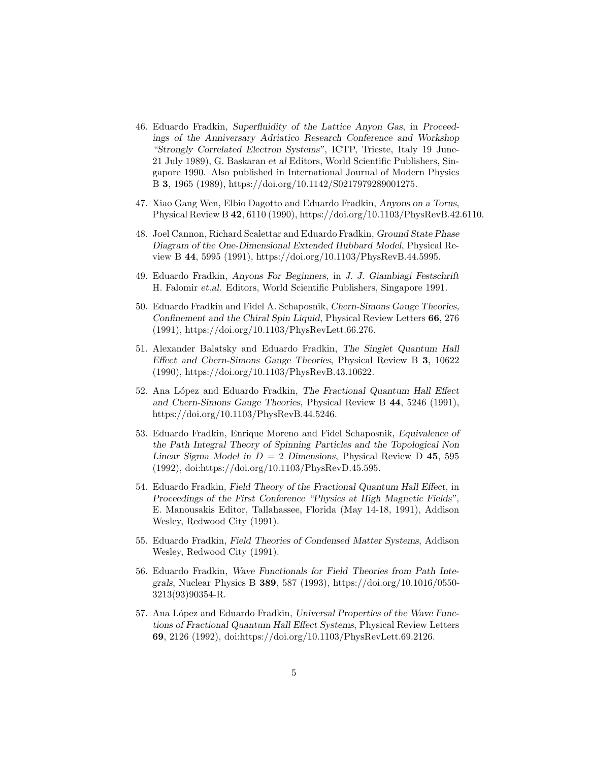46. Eduardo Fradkin, *Superfluidity of the Lattice Anyon Gas*, in *Proceedings of the Anniversary Adriatico Research Conference and Workshop "Strongly Correlated Electron Systems"*, ICTP, Trieste, Italy 19 June-21 July 1989), G. Baskaran *et al* Editors, World Scientific Publishers, Singapore 1990. Also published in International Journal of Modern Physics B **3**, 1965 (1989), https://doi.org/10.1142/S0217979289001275.

47. Xiao Gang Wen, Elbio Dagotto and Eduardo Fradkin, *Anyons on a Torus*, Physical Review B **42**, 6110 (1990), https://doi.org/10.1103/PhysRevB.42.6110.

48. Joel Cannon, Richard Scalettar and Eduardo Fradkin, *Ground State Phase Diagram of the One-Dimensional Extended Hubbard Model*, Physical Review B **44**, 5995 (1991), https://doi.org/10.1103/PhysRevB.44.5995.

49. Eduardo Fradkin, *Anyons For Beginners*, in *J. J. Giambiagi Festschrift* H. Falomir *et.al.* Editors, World Scientific Publishers, Singapore 1991.

50. Eduardo Fradkin and Fidel A. Schaposnik, *Chern-Simons Gauge Theories, Confinement and the Chiral Spin Liquid*, Physical Review Letters **66**, 276 (1991), https://doi.org/10.1103/PhysRevLett.66.276.

51. Alexander Balatsky and Eduardo Fradkin, *The Singlet Quantum Hall Effect and Chern-Simons Gauge Theories*, Physical Review B **3**, 10622 (1990), https://doi.org/10.1103/PhysRevB.43.10622.

52. Ana López and Eduardo Fradkin, *The Fractional Quantum Hall Effect and Chern-Simons Gauge Theories*, Physical Review B **44**, 5246 (1991), https://doi.org/10.1103/PhysRevB.44.5246.

53. Eduardo Fradkin, Enrique Moreno and Fidel Schaposnik, *Equivalence of the Path Integral Theory of Spinning Particles and the Topological Non Linear Sigma Model in $D = 2$ Dimensions*, Physical Review D **45**, 595 (1992), doi:https://doi.org/10.1103/PhysRevD.45.595.

54. Eduardo Fradkin, *Field Theory of the Fractional Quantum Hall Effect*, in *Proceedings of the First Conference "Physics at High Magnetic Fields"*, E. Manousakis Editor, Tallahassee, Florida (May 14-18, 1991), Addison Wesley, Redwood City (1991).

55. Eduardo Fradkin, *Field Theories of Condensed Matter Systems*, Addison Wesley, Redwood City (1991).

56. Eduardo Fradkin, *Wave Functionals for Field Theories from Path Integrals*, Nuclear Physics B **389**, 587 (1993), https://doi.org/10.1016/0550-3213(93)90354-R.

57. Ana López and Eduardo Fradkin, *Universal Properties of the Wave Functions of Fractional Quantum Hall Effect Systems*, Physical Review Letters **69**, 2126 (1992), doi:https://doi.org/10.1103/PhysRevLett.69.2126.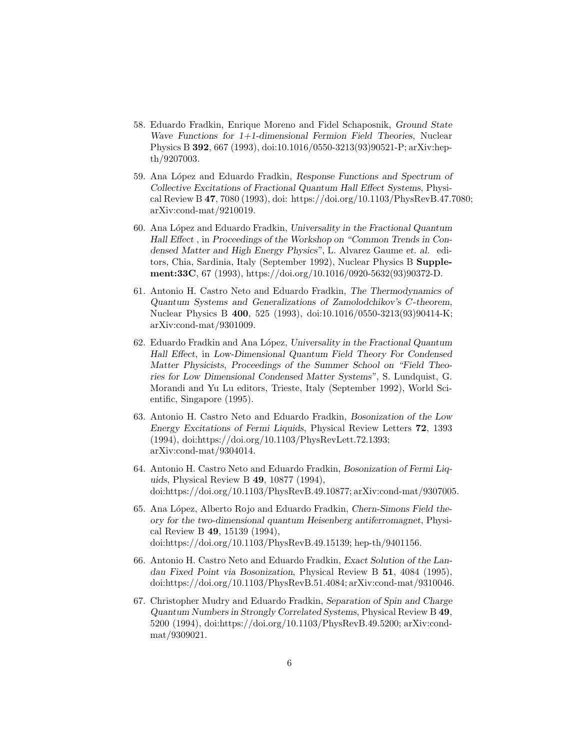58. Eduardo Fradkin, Enrique Moreno and Fidel Schaposnik, *Ground State Wave Functions for 1+1-dimensional Fermion Field Theories*, Nuclear Physics B **392**, 667 (1993), doi:10.1016/0550-3213(93)90521-P; arXiv:hep-th/9207003.

59. Ana López and Eduardo Fradkin, *Response Functions and Spectrum of Collective Excitations of Fractional Quantum Hall Effect Systems*, Physical Review B **47**, 7080 (1993), doi: https://doi.org/10.1103/PhysRevB.47.7080; arXiv:cond-mat/9210019.

60. Ana López and Eduardo Fradkin, *Universality in the Fractional Quantum Hall Effect* , in *Proceedings of the Workshop on "Common Trends in Condensed Matter and High Energy Physics"*, L. Alvarez Gaume *et. al.* editors, Chia, Sardinia, Italy (September 1992), Nuclear Physics B **Supplement:33C**, 67 (1993), https://doi.org/10.1016/0920-5632(93)90372-D.

61. Antonio H. Castro Neto and Eduardo Fradkin, *The Thermodynamics of Quantum Systems and Generalizations of Zamolodchikov's C-theorem*, Nuclear Physics B **400**, 525 (1993), doi:10.1016/0550-3213(93)90414-K; arXiv:cond-mat/9301009.

62. Eduardo Fradkin and Ana López, *Universality in the Fractional Quantum Hall Effect*, in *Low-Dimensional Quantum Field Theory For Condensed Matter Physicists*, *Proceedings of the Summer School on "Field Theories for Low Dimensional Condensed Matter Systems"*, S. Lundquist, G. Morandi and Yu Lu editors, Trieste, Italy (September 1992), World Scientific, Singapore (1995).

63. Antonio H. Castro Neto and Eduardo Fradkin, *Bosonization of the Low Energy Excitations of Fermi Liquids*, Physical Review Letters **72**, 1393 (1994), doi:https://doi.org/10.1103/PhysRevLett.72.1393; arXiv:cond-mat/9304014.

64. Antonio H. Castro Neto and Eduardo Fradkin, *Bosonization of Fermi Liquids*, Physical Review B **49**, 10877 (1994), doi:https://doi.org/10.1103/PhysRevB.49.10877; arXiv:cond-mat/9307005.

65. Ana López, Alberto Rojo and Eduardo Fradkin, *Chern-Simons Field theory for the two-dimensional quantum Heisenberg antiferromagnet*, Physical Review B **49**, 15139 (1994), doi:https://doi.org/10.1103/PhysRevB.49.15139; hep-th/9401156.

66. Antonio H. Castro Neto and Eduardo Fradkin, *Exact Solution of the Landau Fixed Point via Bosonization*, Physical Review B **51**, 4084 (1995), doi:https://doi.org/10.1103/PhysRevB.51.4084; arXiv:cond-mat/9310046.

67. Christopher Mudry and Eduardo Fradkin, *Separation of Spin and Charge Quantum Numbers in Strongly Correlated Systems*, Physical Review B **49**, 5200 (1994), doi:https://doi.org/10.1103/PhysRevB.49.5200; arXiv:cond-mat/9309021.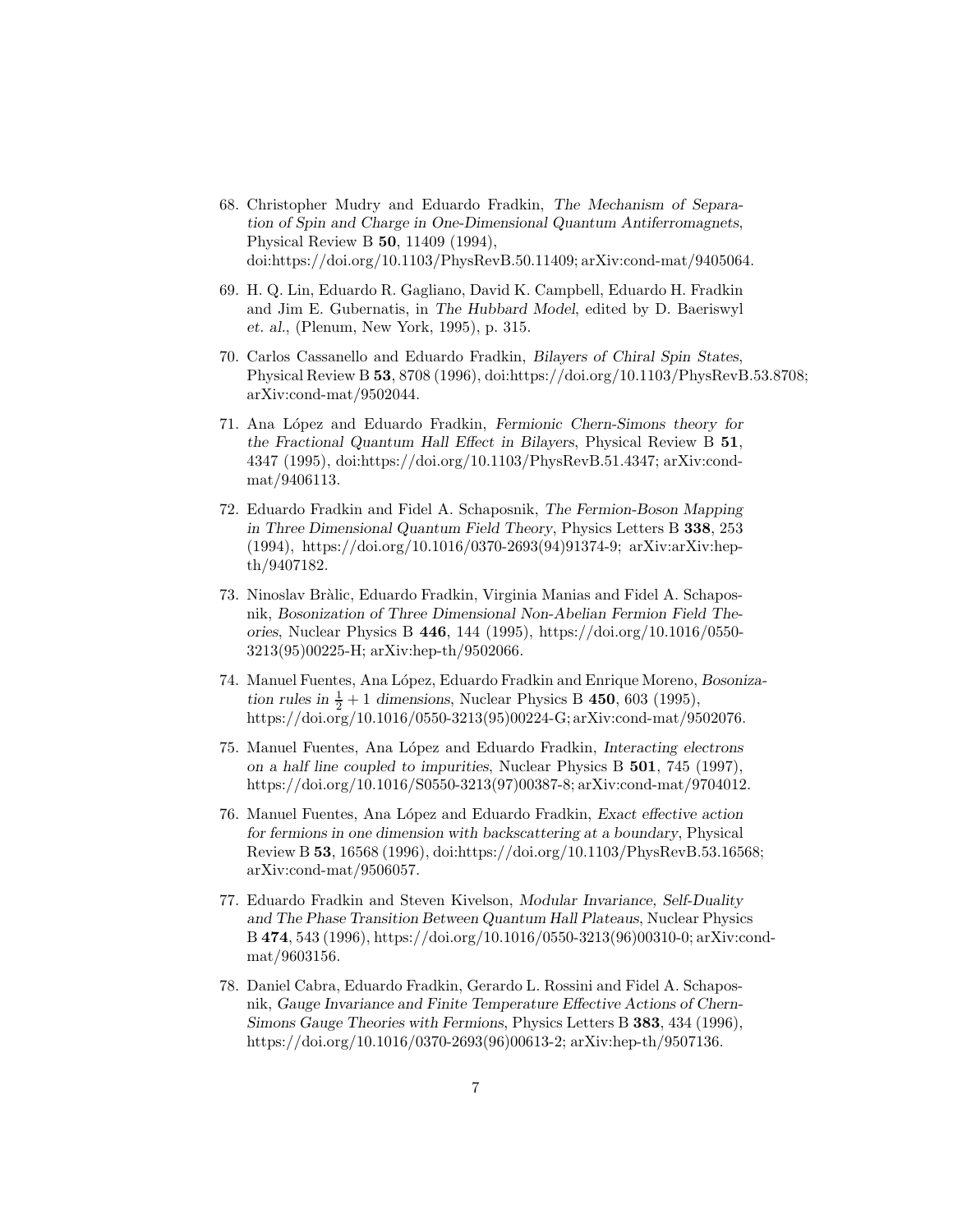68. Christopher Mudry and Eduardo Fradkin, *The Mechanism of Separation of Spin and Charge in One-Dimensional Quantum Antiferromagnets*, Physical Review B **50**, 11409 (1994), doi:https://doi.org/10.1103/PhysRevB.50.11409; arXiv:cond-mat/9405064.

69. H. Q. Lin, Eduardo R. Gagliano, David K. Campbell, Eduardo H. Fradkin and Jim E. Gubernatis, in *The Hubbard Model*, edited by D. Baeriswyl *et. al.*, (Plenum, New York, 1995), p. 315.

70. Carlos Cassanello and Eduardo Fradkin, *Bilayers of Chiral Spin States*, Physical Review B **53**, 8708 (1996), doi:https://doi.org/10.1103/PhysRevB.53.8708; arXiv:cond-mat/9502044.

71. Ana López and Eduardo Fradkin, *Fermionic Chern-Simons theory for the Fractional Quantum Hall Effect in Bilayers*, Physical Review B **51**, 4347 (1995), doi:https://doi.org/10.1103/PhysRevB.51.4347; arXiv:cond-mat/9406113.

72. Eduardo Fradkin and Fidel A. Schaposnik, *The Fermion-Boson Mapping in Three Dimensional Quantum Field Theory*, Physics Letters B **338**, 253 (1994), https://doi.org/10.1016/0370-2693(94)91374-9; arXiv:arXiv:hep-th/9407182.

73. Ninoslav Bràlic, Eduardo Fradkin, Virginia Manias and Fidel A. Schaposnik, *Bosonization of Three Dimensional Non-Abelian Fermion Field Theories*, Nuclear Physics B **446**, 144 (1995), https://doi.org/10.1016/0550-3213(95)00225-H; arXiv:hep-th/9502066.

74. Manuel Fuentes, Ana López, Eduardo Fradkin and Enrique Moreno, *Bosonization rules in $\frac{1}{2}+1$ dimensions*, Nuclear Physics B **450**, 603 (1995), https://doi.org/10.1016/0550-3213(95)00224-G; arXiv:cond-mat/9502076.

75. Manuel Fuentes, Ana López and Eduardo Fradkin, *Interacting electrons on a half line coupled to impurities*, Nuclear Physics B **501**, 745 (1997), https://doi.org/10.1016/S0550-3213(97)00387-8; arXiv:cond-mat/9704012.

76. Manuel Fuentes, Ana López and Eduardo Fradkin, *Exact effective action for fermions in one dimension with backscattering at a boundary*, Physical Review B **53**, 16568 (1996), doi:https://doi.org/10.1103/PhysRevB.53.16568; arXiv:cond-mat/9506057.

77. Eduardo Fradkin and Steven Kivelson, *Modular Invariance, Self-Duality and The Phase Transition Between Quantum Hall Plateaus*, Nuclear Physics B **474**, 543 (1996), https://doi.org/10.1016/0550-3213(96)00310-0; arXiv:cond-mat/9603156.

78. Daniel Cabra, Eduardo Fradkin, Gerardo L. Rossini and Fidel A. Schaposnik, *Gauge Invariance and Finite Temperature Effective Actions of Chern-Simons Gauge Theories with Fermions*, Physics Letters B **383**, 434 (1996), https://doi.org/10.1016/0370-2693(96)00613-2; arXiv:hep-th/9507136.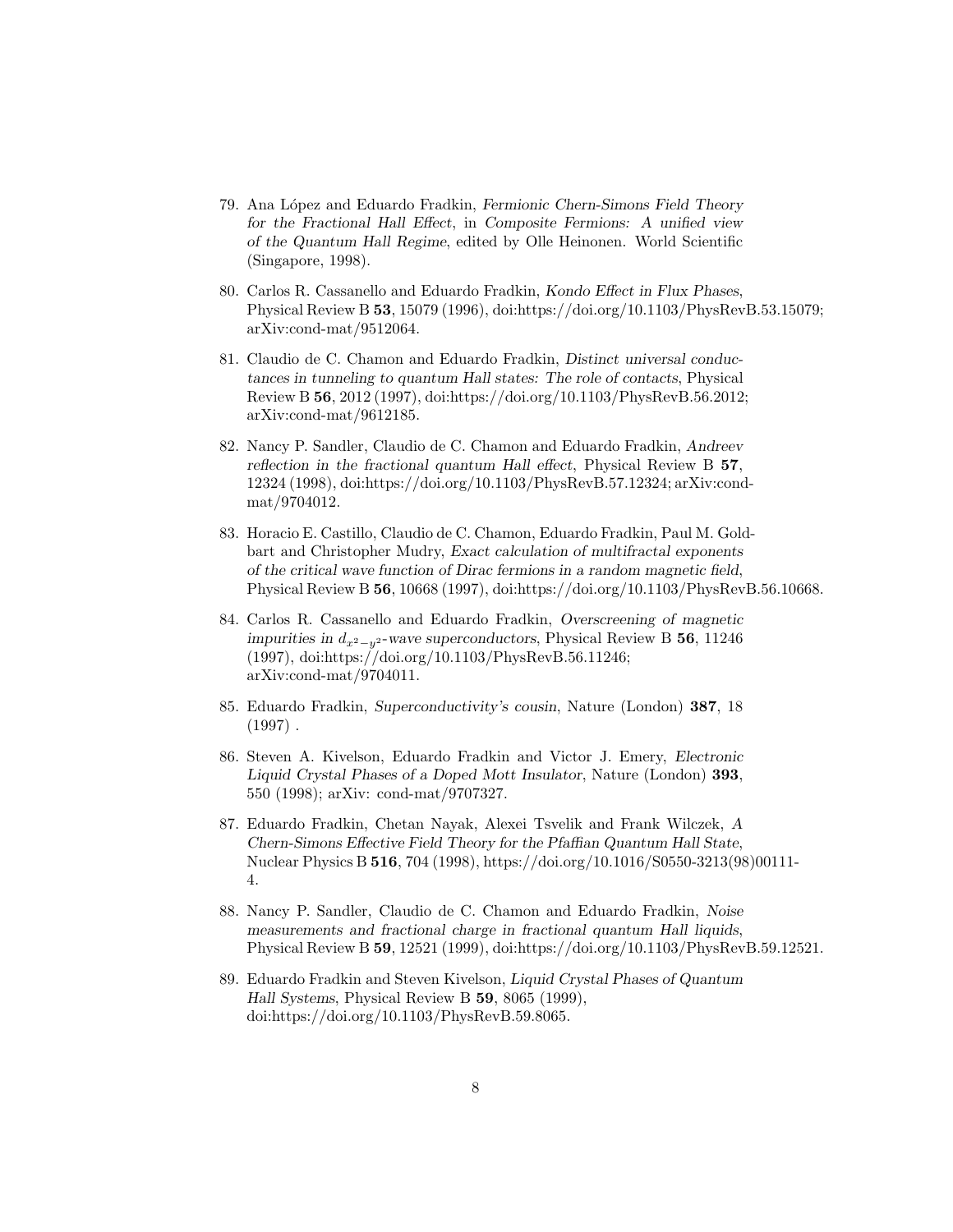79. Ana López and Eduardo Fradkin, *Fermionic Chern-Simons Field Theory for the Fractional Hall Effect*, in *Composite Fermions: A unified view of the Quantum Hall Regime*, edited by Olle Heinonen. World Scientific (Singapore, 1998).

80. Carlos R. Cassanello and Eduardo Fradkin, *Kondo Effect in Flux Phases*, Physical Review B **53**, 15079 (1996), doi:https://doi.org/10.1103/PhysRevB.53.15079; arXiv:cond-mat/9512064.

81. Claudio de C. Chamon and Eduardo Fradkin, *Distinct universal conductances in tunneling to quantum Hall states: The role of contacts*, Physical Review B **56**, 2012 (1997), doi:https://doi.org/10.1103/PhysRevB.56.2012; arXiv:cond-mat/9612185.

82. Nancy P. Sandler, Claudio de C. Chamon and Eduardo Fradkin, *Andreev reflection in the fractional quantum Hall effect*, Physical Review B **57**, 12324 (1998), doi:https://doi.org/10.1103/PhysRevB.57.12324; arXiv:cond-mat/9704012.

83. Horacio E. Castillo, Claudio de C. Chamon, Eduardo Fradkin, Paul M. Goldbart and Christopher Mudry, *Exact calculation of multifractal exponents of the critical wave function of Dirac fermions in a random magnetic field*, Physical Review B **56**, 10668 (1997), doi:https://doi.org/10.1103/PhysRevB.56.10668.

84. Carlos R. Cassanello and Eduardo Fradkin, *Overscreening of magnetic impurities in $d_{x^2-y^2}$-wave superconductors*, Physical Review B **56**, 11246 (1997), doi:https://doi.org/10.1103/PhysRevB.56.11246; arXiv:cond-mat/9704011.

85. Eduardo Fradkin, *Superconductivity's cousin*, Nature (London) **387**, 18 (1997) .

86. Steven A. Kivelson, Eduardo Fradkin and Victor J. Emery, *Electronic Liquid Crystal Phases of a Doped Mott Insulator*, Nature (London) **393**, 550 (1998); arXiv: cond-mat/9707327.

87. Eduardo Fradkin, Chetan Nayak, Alexei Tsvelik and Frank Wilczek, *A Chern-Simons Effective Field Theory for the Pfaffian Quantum Hall State*, Nuclear Physics B **516**, 704 (1998), https://doi.org/10.1016/S0550-3213(98)00111-4.

88. Nancy P. Sandler, Claudio de C. Chamon and Eduardo Fradkin, *Noise measurements and fractional charge in fractional quantum Hall liquids*, Physical Review B **59**, 12521 (1999), doi:https://doi.org/10.1103/PhysRevB.59.12521.

89. Eduardo Fradkin and Steven Kivelson, *Liquid Crystal Phases of Quantum Hall Systems*, Physical Review B **59**, 8065 (1999), doi:https://doi.org/10.1103/PhysRevB.59.8065.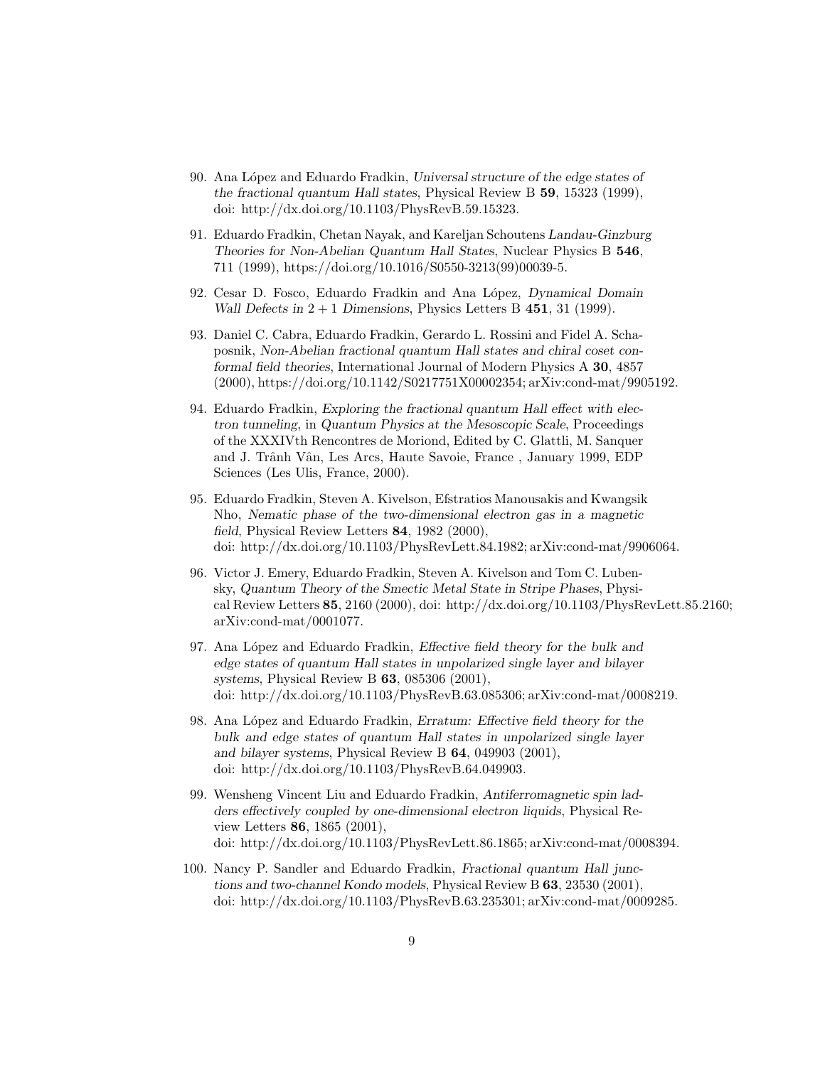90. Ana López and Eduardo Fradkin, *Universal structure of the edge states of the fractional quantum Hall states*, Physical Review B **59**, 15323 (1999), doi: http://dx.doi.org/10.1103/PhysRevB.59.15323.

91. Eduardo Fradkin, Chetan Nayak, and Kareljan Schoutens *Landau-Ginzburg Theories for Non-Abelian Quantum Hall States*, Nuclear Physics B **546**, 711 (1999), https://doi.org/10.1016/S0550-3213(99)00039-5.

92. Cesar D. Fosco, Eduardo Fradkin and Ana López, *Dynamical Domain Wall Defects in $2+1$ Dimensions*, Physics Letters B **451**, 31 (1999).

93. Daniel C. Cabra, Eduardo Fradkin, Gerardo L. Rossini and Fidel A. Schaposnik, *Non-Abelian fractional quantum Hall states and chiral coset conformal field theories*, International Journal of Modern Physics A **30**, 4857 (2000), https://doi.org/10.1142/S0217751X00002354; arXiv:cond-mat/9905192.

94. Eduardo Fradkin, *Exploring the fractional quantum Hall effect with electron tunneling*, in *Quantum Physics at the Mesoscopic Scale*, Proceedings of the XXXIVth Rencontres de Moriond, Edited by C. Glattli, M. Sanquer and J. Trânh Vân, Les Arcs, Haute Savoie, France , January 1999, EDP Sciences (Les Ulis, France, 2000).

95. Eduardo Fradkin, Steven A. Kivelson, Efstratios Manousakis and Kwangsik Nho, *Nematic phase of the two-dimensional electron gas in a magnetic field*, Physical Review Letters **84**, 1982 (2000), doi: http://dx.doi.org/10.1103/PhysRevLett.84.1982; arXiv:cond-mat/9906064.

96. Victor J. Emery, Eduardo Fradkin, Steven A. Kivelson and Tom C. Lubensky, *Quantum Theory of the Smectic Metal State in Stripe Phases*, Physical Review Letters **85**, 2160 (2000), doi: http://dx.doi.org/10.1103/PhysRevLett.85.2160; arXiv:cond-mat/0001077.

97. Ana López and Eduardo Fradkin, *Effective field theory for the bulk and edge states of quantum Hall states in unpolarized single layer and bilayer systems*, Physical Review B **63**, 085306 (2001), doi: http://dx.doi.org/10.1103/PhysRevB.63.085306; arXiv:cond-mat/0008219.

98. Ana López and Eduardo Fradkin, *Erratum: Effective field theory for the bulk and edge states of quantum Hall states in unpolarized single layer and bilayer systems*, Physical Review B **64**, 049903 (2001), doi: http://dx.doi.org/10.1103/PhysRevB.64.049903.

99. Wensheng Vincent Liu and Eduardo Fradkin, *Antiferromagnetic spin ladders effectively coupled by one-dimensional electron liquids*, Physical Review Letters **86**, 1865 (2001), doi: http://dx.doi.org/10.1103/PhysRevLett.86.1865; arXiv:cond-mat/0008394.

100. Nancy P. Sandler and Eduardo Fradkin, *Fractional quantum Hall junctions and two-channel Kondo models*, Physical Review B **63**, 23530 (2001), doi: http://dx.doi.org/10.1103/PhysRevB.63.235301; arXiv:cond-mat/0009285.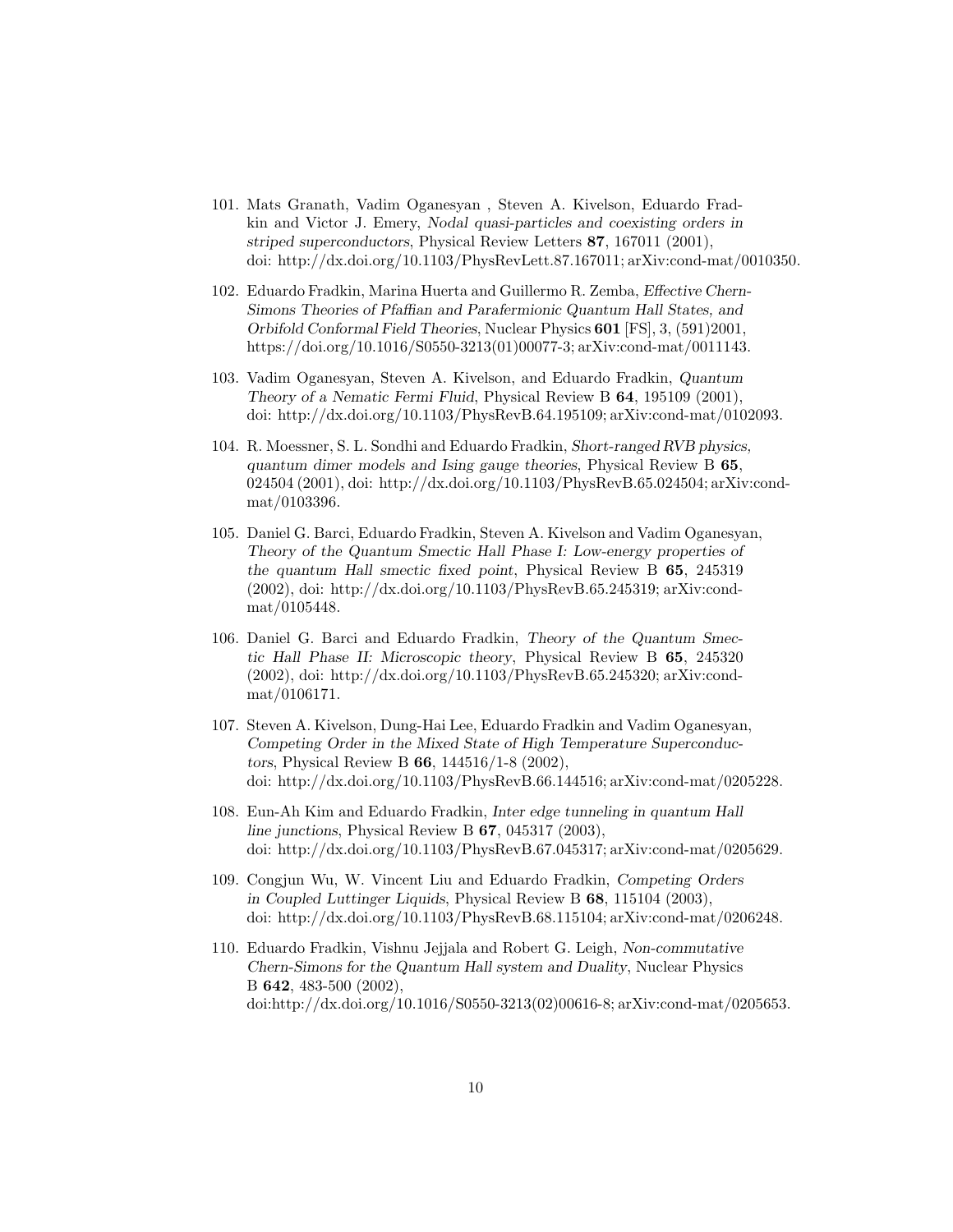101. Mats Granath, Vadim Oganesyan , Steven A. Kivelson, Eduardo Fradkin and Victor J. Emery, *Nodal quasi-particles and coexisting orders in striped superconductors*, Physical Review Letters **87**, 167011 (2001), doi: http://dx.doi.org/10.1103/PhysRevLett.87.167011; arXiv:cond-mat/0010350.

102. Eduardo Fradkin, Marina Huerta and Guillermo R. Zemba, *Effective Chern-Simons Theories of Pfaffian and Parafermionic Quantum Hall States, and Orbifold Conformal Field Theories*, Nuclear Physics **601** [FS], 3, (591)2001, https://doi.org/10.1016/S0550-3213(01)00077-3; arXiv:cond-mat/0011143.

103. Vadim Oganesyan, Steven A. Kivelson, and Eduardo Fradkin, *Quantum Theory of a Nematic Fermi Fluid*, Physical Review B **64**, 195109 (2001), doi: http://dx.doi.org/10.1103/PhysRevB.64.195109; arXiv:cond-mat/0102093.

104. R. Moessner, S. L. Sondhi and Eduardo Fradkin, *Short-ranged RVB physics, quantum dimer models and Ising gauge theories*, Physical Review B **65**, 024504 (2001), doi: http://dx.doi.org/10.1103/PhysRevB.65.024504; arXiv:cond-mat/0103396.

105. Daniel G. Barci, Eduardo Fradkin, Steven A. Kivelson and Vadim Oganesyan, *Theory of the Quantum Smectic Hall Phase I: Low-energy properties of the quantum Hall smectic fixed point*, Physical Review B **65**, 245319 (2002), doi: http://dx.doi.org/10.1103/PhysRevB.65.245319; arXiv:cond-mat/0105448.

106. Daniel G. Barci and Eduardo Fradkin, *Theory of the Quantum Smectic Hall Phase II: Microscopic theory*, Physical Review B **65**, 245320 (2002), doi: http://dx.doi.org/10.1103/PhysRevB.65.245320; arXiv:cond-mat/0106171.

107. Steven A. Kivelson, Dung-Hai Lee, Eduardo Fradkin and Vadim Oganesyan, *Competing Order in the Mixed State of High Temperature Superconductors*, Physical Review B **66**, 144516/1-8 (2002), doi: http://dx.doi.org/10.1103/PhysRevB.66.144516; arXiv:cond-mat/0205228.

108. Eun-Ah Kim and Eduardo Fradkin, *Inter edge tunneling in quantum Hall line junctions*, Physical Review B **67**, 045317 (2003), doi: http://dx.doi.org/10.1103/PhysRevB.67.045317; arXiv:cond-mat/0205629.

109. Congjun Wu, W. Vincent Liu and Eduardo Fradkin, *Competing Orders in Coupled Luttinger Liquids*, Physical Review B **68**, 115104 (2003), doi: http://dx.doi.org/10.1103/PhysRevB.68.115104; arXiv:cond-mat/0206248.

110. Eduardo Fradkin, Vishnu Jejjala and Robert G. Leigh, *Non-commutative Chern-Simons for the Quantum Hall system and Duality*, Nuclear Physics B **642**, 483-500 (2002), doi:http://dx.doi.org/10.1016/S0550-3213(02)00616-8; arXiv:cond-mat/0205653.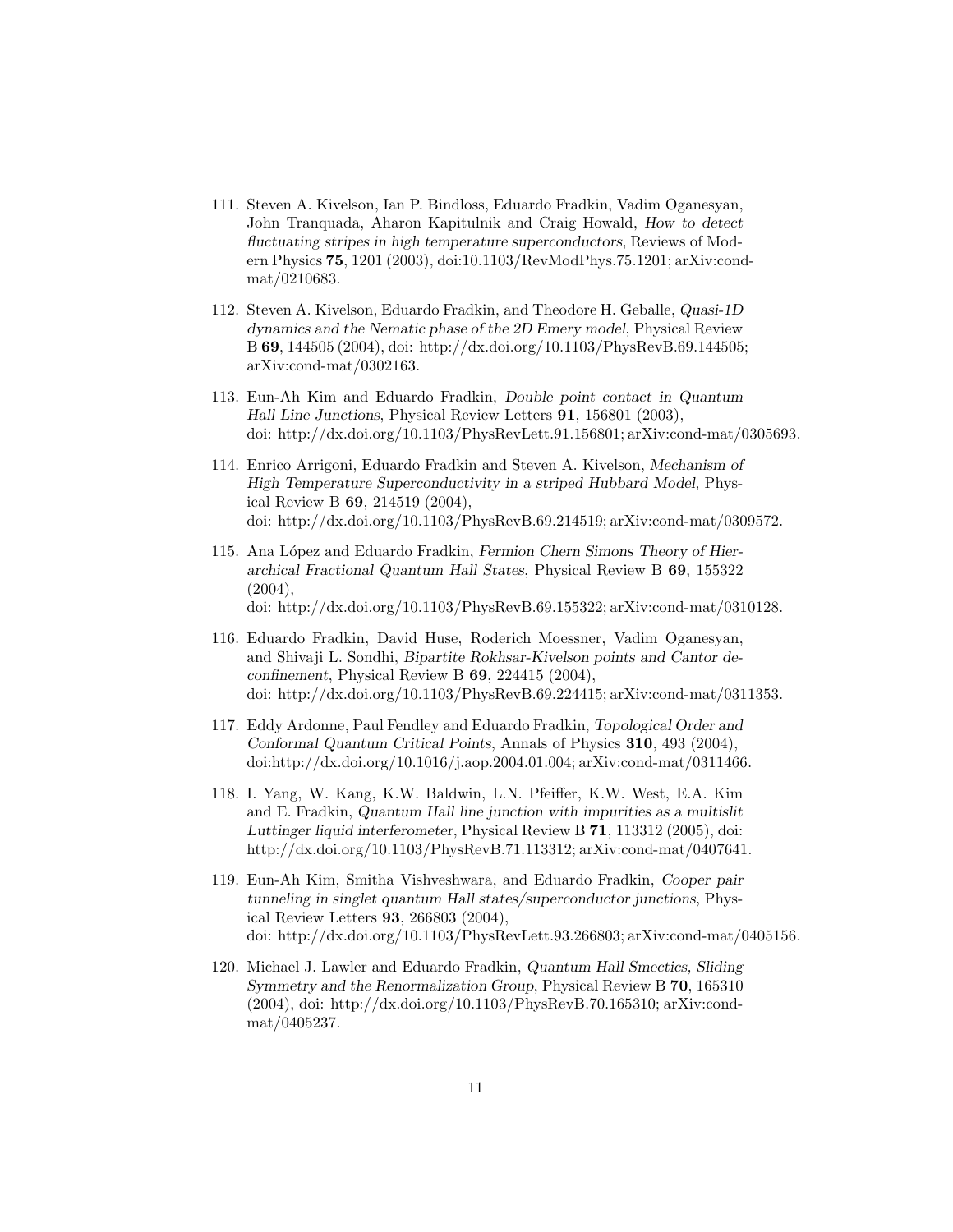111. Steven A. Kivelson, Ian P. Bindloss, Eduardo Fradkin, Vadim Oganesyan, John Tranquada, Aharon Kapitulnik and Craig Howald, *How to detect fluctuating stripes in high temperature superconductors*, Reviews of Modern Physics **75**, 1201 (2003), doi:10.1103/RevModPhys.75.1201; arXiv:cond-mat/0210683.

112. Steven A. Kivelson, Eduardo Fradkin, and Theodore H. Geballe, *Quasi-1D dynamics and the Nematic phase of the 2D Emery model*, Physical Review B **69**, 144505 (2004), doi: http://dx.doi.org/10.1103/PhysRevB.69.144505; arXiv:cond-mat/0302163.

113. Eun-Ah Kim and Eduardo Fradkin, *Double point contact in Quantum Hall Line Junctions*, Physical Review Letters **91**, 156801 (2003), doi: http://dx.doi.org/10.1103/PhysRevLett.91.156801; arXiv:cond-mat/0305693.

114. Enrico Arrigoni, Eduardo Fradkin and Steven A. Kivelson, *Mechanism of High Temperature Superconductivity in a striped Hubbard Model*, Physical Review B **69**, 214519 (2004), doi: http://dx.doi.org/10.1103/PhysRevB.69.214519; arXiv:cond-mat/0309572.

115. Ana López and Eduardo Fradkin, *Fermion Chern Simons Theory of Hierarchical Fractional Quantum Hall States*, Physical Review B **69**, 155322 (2004), doi: http://dx.doi.org/10.1103/PhysRevB.69.155322; arXiv:cond-mat/0310128.

116. Eduardo Fradkin, David Huse, Roderich Moessner, Vadim Oganesyan, and Shivaji L. Sondhi, *Bipartite Rokhsar-Kivelson points and Cantor deconfinement*, Physical Review B **69**, 224415 (2004), doi: http://dx.doi.org/10.1103/PhysRevB.69.224415; arXiv:cond-mat/0311353.

117. Eddy Ardonne, Paul Fendley and Eduardo Fradkin, *Topological Order and Conformal Quantum Critical Points*, Annals of Physics **310**, 493 (2004), doi:http://dx.doi.org/10.1016/j.aop.2004.01.004; arXiv:cond-mat/0311466.

118. I. Yang, W. Kang, K.W. Baldwin, L.N. Pfeiffer, K.W. West, E.A. Kim and E. Fradkin, *Quantum Hall line junction with impurities as a multislit Luttinger liquid interferometer*, Physical Review B **71**, 113312 (2005), doi: http://dx.doi.org/10.1103/PhysRevB.71.113312; arXiv:cond-mat/0407641.

119. Eun-Ah Kim, Smitha Vishveshwara, and Eduardo Fradkin, *Cooper pair tunneling in singlet quantum Hall states/superconductor junctions*, Physical Review Letters **93**, 266803 (2004), doi: http://dx.doi.org/10.1103/PhysRevLett.93.266803; arXiv:cond-mat/0405156.

120. Michael J. Lawler and Eduardo Fradkin, *Quantum Hall Smectics, Sliding Symmetry and the Renormalization Group*, Physical Review B **70**, 165310 (2004), doi: http://dx.doi.org/10.1103/PhysRevB.70.165310; arXiv:cond-mat/0405237.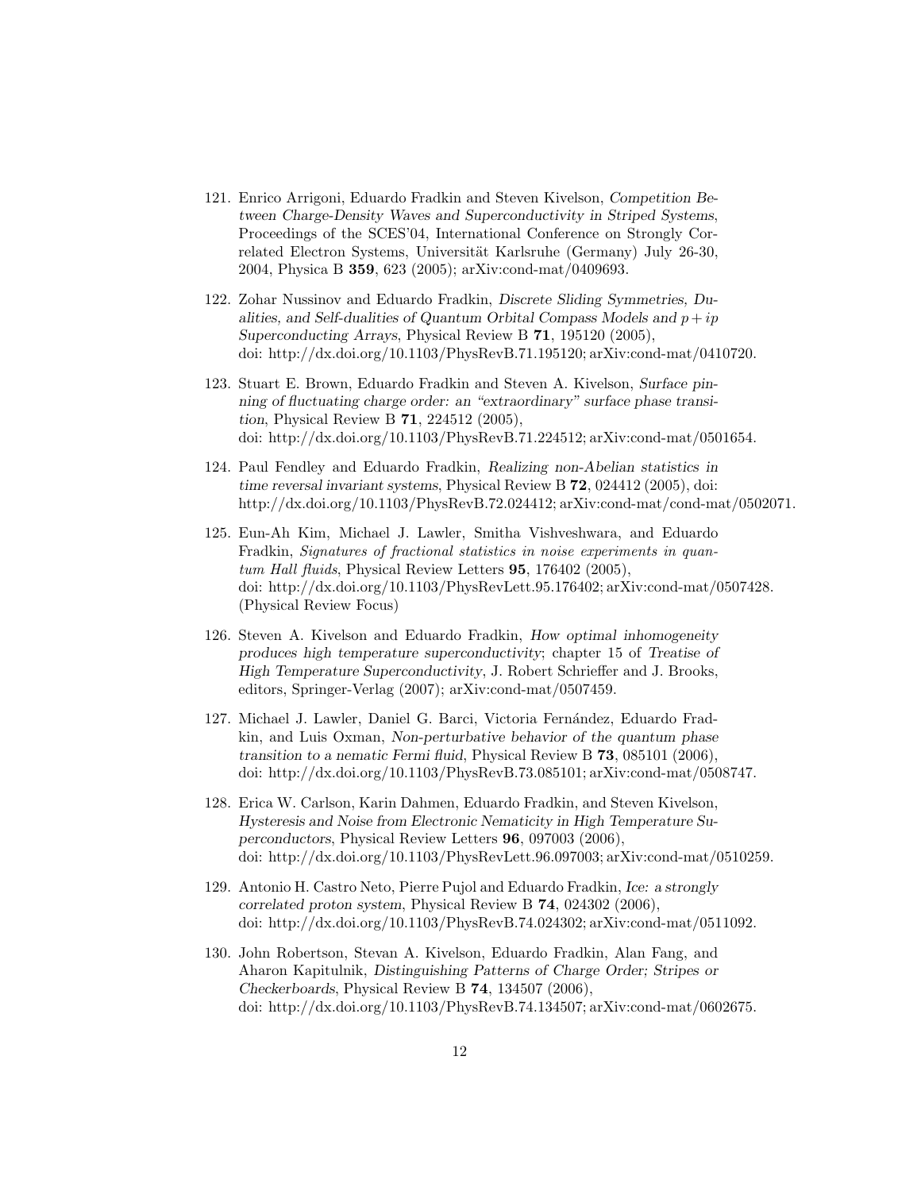121. Enrico Arrigoni, Eduardo Fradkin and Steven Kivelson, *Competition Between Charge-Density Waves and Superconductivity in Striped Systems*, Proceedings of the SCES'04, International Conference on Strongly Correlated Electron Systems, Universität Karlsruhe (Germany) July 26-30, 2004, Physica B **359**, 623 (2005); arXiv:cond-mat/0409693.

122. Zohar Nussinov and Eduardo Fradkin, *Discrete Sliding Symmetries, Dualities, and Self-dualities of Quantum Orbital Compass Models and $p + ip$ Superconducting Arrays*, Physical Review B **71**, 195120 (2005), doi: http://dx.doi.org/10.1103/PhysRevB.71.195120; arXiv:cond-mat/0410720.

123. Stuart E. Brown, Eduardo Fradkin and Steven A. Kivelson, *Surface pinning of fluctuating charge order: an "extraordinary" surface phase transition*, Physical Review B **71**, 224512 (2005), doi: http://dx.doi.org/10.1103/PhysRevB.71.224512; arXiv:cond-mat/0501654.

124. Paul Fendley and Eduardo Fradkin, *Realizing non-Abelian statistics in time reversal invariant systems*, Physical Review B **72**, 024412 (2005), doi: http://dx.doi.org/10.1103/PhysRevB.72.024412; arXiv:cond-mat/cond-mat/0502071.

125. Eun-Ah Kim, Michael J. Lawler, Smitha Vishveshwara, and Eduardo Fradkin, *Signatures of fractional statistics in noise experiments in quantum Hall fluids*, Physical Review Letters **95**, 176402 (2005), doi: http://dx.doi.org/10.1103/PhysRevLett.95.176402; arXiv:cond-mat/0507428. (Physical Review Focus)

126. Steven A. Kivelson and Eduardo Fradkin, *How optimal inhomogeneity produces high temperature superconductivity*; chapter 15 of *Treatise of High Temperature Superconductivity*, J. Robert Schrieffer and J. Brooks, editors, Springer-Verlag (2007); arXiv:cond-mat/0507459.

127. Michael J. Lawler, Daniel G. Barci, Victoria Fernández, Eduardo Fradkin, and Luis Oxman, *Non-perturbative behavior of the quantum phase transition to a nematic Fermi fluid*, Physical Review B **73**, 085101 (2006), doi: http://dx.doi.org/10.1103/PhysRevB.73.085101; arXiv:cond-mat/0508747.

128. Erica W. Carlson, Karin Dahmen, Eduardo Fradkin, and Steven Kivelson, *Hysteresis and Noise from Electronic Nematicity in High Temperature Superconductors*, Physical Review Letters **96**, 097003 (2006), doi: http://dx.doi.org/10.1103/PhysRevLett.96.097003; arXiv:cond-mat/0510259.

129. Antonio H. Castro Neto, Pierre Pujol and Eduardo Fradkin, *Ice: a strongly correlated proton system*, Physical Review B **74**, 024302 (2006), doi: http://dx.doi.org/10.1103/PhysRevB.74.024302; arXiv:cond-mat/0511092.

130. John Robertson, Stevan A. Kivelson, Eduardo Fradkin, Alan Fang, and Aharon Kapitulnik, *Distinguishing Patterns of Charge Order; Stripes or Checkerboards*, Physical Review B **74**, 134507 (2006), doi: http://dx.doi.org/10.1103/PhysRevB.74.134507; arXiv:cond-mat/0602675.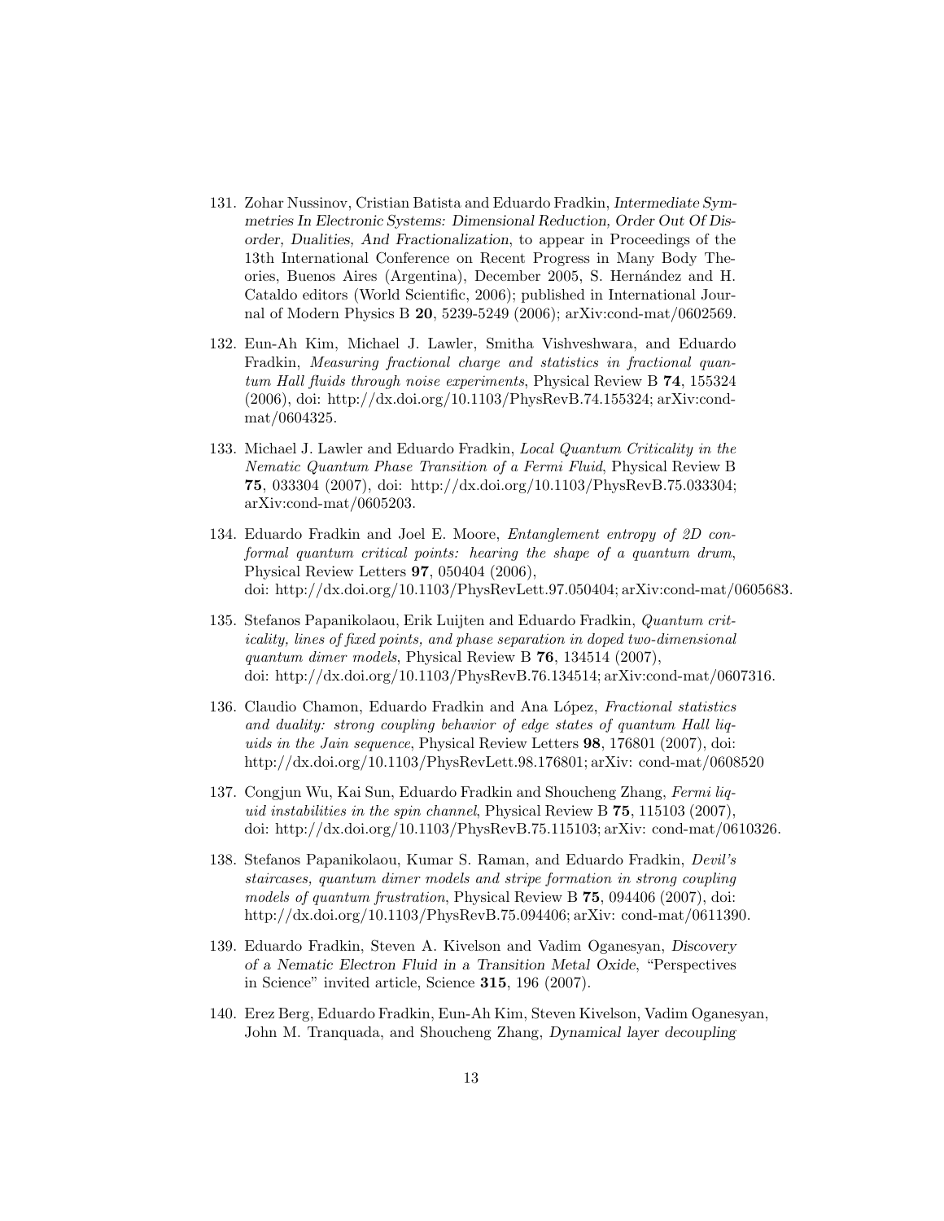131. Zohar Nussinov, Cristian Batista and Eduardo Fradkin, *Intermediate Symmetries In Electronic Systems: Dimensional Reduction, Order Out Of Disorder, Dualities, And Fractionalization*, to appear in Proceedings of the 13th International Conference on Recent Progress in Many Body Theories, Buenos Aires (Argentina), December 2005, S. Hernández and H. Cataldo editors (World Scientific, 2006); published in International Journal of Modern Physics B **20**, 5239-5249 (2006); arXiv:cond-mat/0602569.

132. Eun-Ah Kim, Michael J. Lawler, Smitha Vishveshwara, and Eduardo Fradkin, *Measuring fractional charge and statistics in fractional quantum Hall fluids through noise experiments*, Physical Review B **74**, 155324 (2006), doi: http://dx.doi.org/10.1103/PhysRevB.74.155324; arXiv:cond-mat/0604325.

133. Michael J. Lawler and Eduardo Fradkin, *Local Quantum Criticality in the Nematic Quantum Phase Transition of a Fermi Fluid*, Physical Review B **75**, 033304 (2007), doi: http://dx.doi.org/10.1103/PhysRevB.75.033304; arXiv:cond-mat/0605203.

134. Eduardo Fradkin and Joel E. Moore, *Entanglement entropy of 2D conformal quantum critical points: hearing the shape of a quantum drum*, Physical Review Letters **97**, 050404 (2006), doi: http://dx.doi.org/10.1103/PhysRevLett.97.050404; arXiv:cond-mat/0605683.

135. Stefanos Papanikolaou, Erik Luijten and Eduardo Fradkin, *Quantum criticality, lines of fixed points, and phase separation in doped two-dimensional quantum dimer models*, Physical Review B **76**, 134514 (2007), doi: http://dx.doi.org/10.1103/PhysRevB.76.134514; arXiv:cond-mat/0607316.

136. Claudio Chamon, Eduardo Fradkin and Ana López, *Fractional statistics and duality: strong coupling behavior of edge states of quantum Hall liquids in the Jain sequence*, Physical Review Letters **98**, 176801 (2007), doi: http://dx.doi.org/10.1103/PhysRevLett.98.176801; arXiv: cond-mat/0608520

137. Congjun Wu, Kai Sun, Eduardo Fradkin and Shoucheng Zhang, *Fermi liquid instabilities in the spin channel*, Physical Review B **75**, 115103 (2007), doi: http://dx.doi.org/10.1103/PhysRevB.75.115103; arXiv: cond-mat/0610326.

138. Stefanos Papanikolaou, Kumar S. Raman, and Eduardo Fradkin, *Devil's staircases, quantum dimer models and stripe formation in strong coupling models of quantum frustration*, Physical Review B **75**, 094406 (2007), doi: http://dx.doi.org/10.1103/PhysRevB.75.094406; arXiv: cond-mat/0611390.

139. Eduardo Fradkin, Steven A. Kivelson and Vadim Oganesyan, *Discovery of a Nematic Electron Fluid in a Transition Metal Oxide*, "Perspectives in Science" invited article, Science **315**, 196 (2007).

140. Erez Berg, Eduardo Fradkin, Eun-Ah Kim, Steven Kivelson, Vadim Oganesyan, John M. Tranquada, and Shoucheng Zhang, *Dynamical layer decoupling*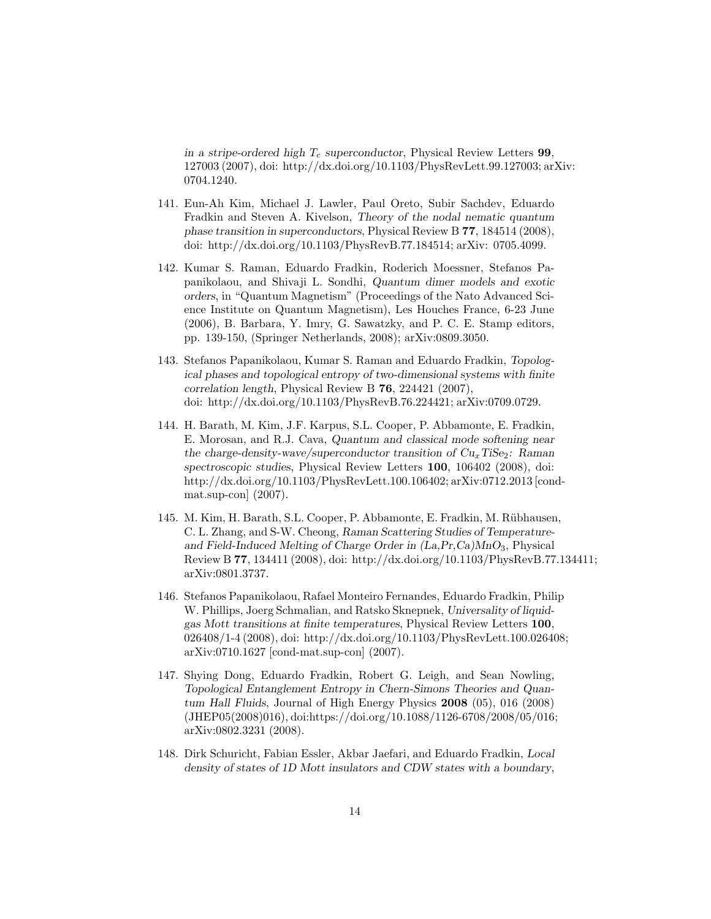*in a stripe-ordered high $T_c$ superconductor*, Physical Review Letters **99**, 127003 (2007), doi: http://dx.doi.org/10.1103/PhysRevLett.99.127003; arXiv: 0704.1240.

141. Eun-Ah Kim, Michael J. Lawler, Paul Oreto, Subir Sachdev, Eduardo Fradkin and Steven A. Kivelson, *Theory of the nodal nematic quantum phase transition in superconductors*, Physical Review B **77**, 184514 (2008), doi: http://dx.doi.org/10.1103/PhysRevB.77.184514; arXiv: 0705.4099.

142. Kumar S. Raman, Eduardo Fradkin, Roderich Moessner, Stefanos Papanikolaou, and Shivaji L. Sondhi, *Quantum dimer models and exotic orders*, in "Quantum Magnetism" (Proceedings of the Nato Advanced Science Institute on Quantum Magnetism), Les Houches France, 6-23 June (2006), B. Barbara, Y. Imry, G. Sawatzky, and P. C. E. Stamp editors, pp. 139-150, (Springer Netherlands, 2008); arXiv:0809.3050.

143. Stefanos Papanikolaou, Kumar S. Raman and Eduardo Fradkin, *Topological phases and topological entropy of two-dimensional systems with finite correlation length*, Physical Review B **76**, 224421 (2007), doi: http://dx.doi.org/10.1103/PhysRevB.76.224421; arXiv:0709.0729.

144. H. Barath, M. Kim, J.F. Karpus, S.L. Cooper, P. Abbamonte, E. Fradkin, E. Morosan, and R.J. Cava, *Quantum and classical mode softening near the charge-density-wave/superconductor transition of $Cu_xTiSe_2$: Raman spectroscopic studies*, Physical Review Letters **100**, 106402 (2008), doi: http://dx.doi.org/10.1103/PhysRevLett.100.106402; arXiv:0712.2013 [cond-mat.sup-con] (2007).

145. M. Kim, H. Barath, S.L. Cooper, P. Abbamonte, E. Fradkin, M. Rübhausen, C. L. Zhang, and S-W. Cheong, *Raman Scattering Studies of Temperature- and Field-Induced Melting of Charge Order in (La,Pr,Ca)$MnO_3$*, Physical Review B **77**, 134411 (2008), doi: http://dx.doi.org/10.1103/PhysRevB.77.134411; arXiv:0801.3737.

146. Stefanos Papanikolaou, Rafael Monteiro Fernandes, Eduardo Fradkin, Philip W. Phillips, Joerg Schmalian, and Ratsko Sknepnek, *Universality of liquid-gas Mott transitions at finite temperatures*, Physical Review Letters **100**, 026408/1-4 (2008), doi: http://dx.doi.org/10.1103/PhysRevLett.100.026408; arXiv:0710.1627 [cond-mat.sup-con] (2007).

147. Shying Dong, Eduardo Fradkin, Robert G. Leigh, and Sean Nowling, *Topological Entanglement Entropy in Chern-Simons Theories and Quantum Hall Fluids*, Journal of High Energy Physics **2008** (05), 016 (2008) (JHEP05(2008)016), doi:https://doi.org/10.1088/1126-6708/2008/05/016; arXiv:0802.3231 (2008).

148. Dirk Schuricht, Fabian Essler, Akbar Jaefari, and Eduardo Fradkin, *Local density of states of 1D Mott insulators and CDW states with a boundary*,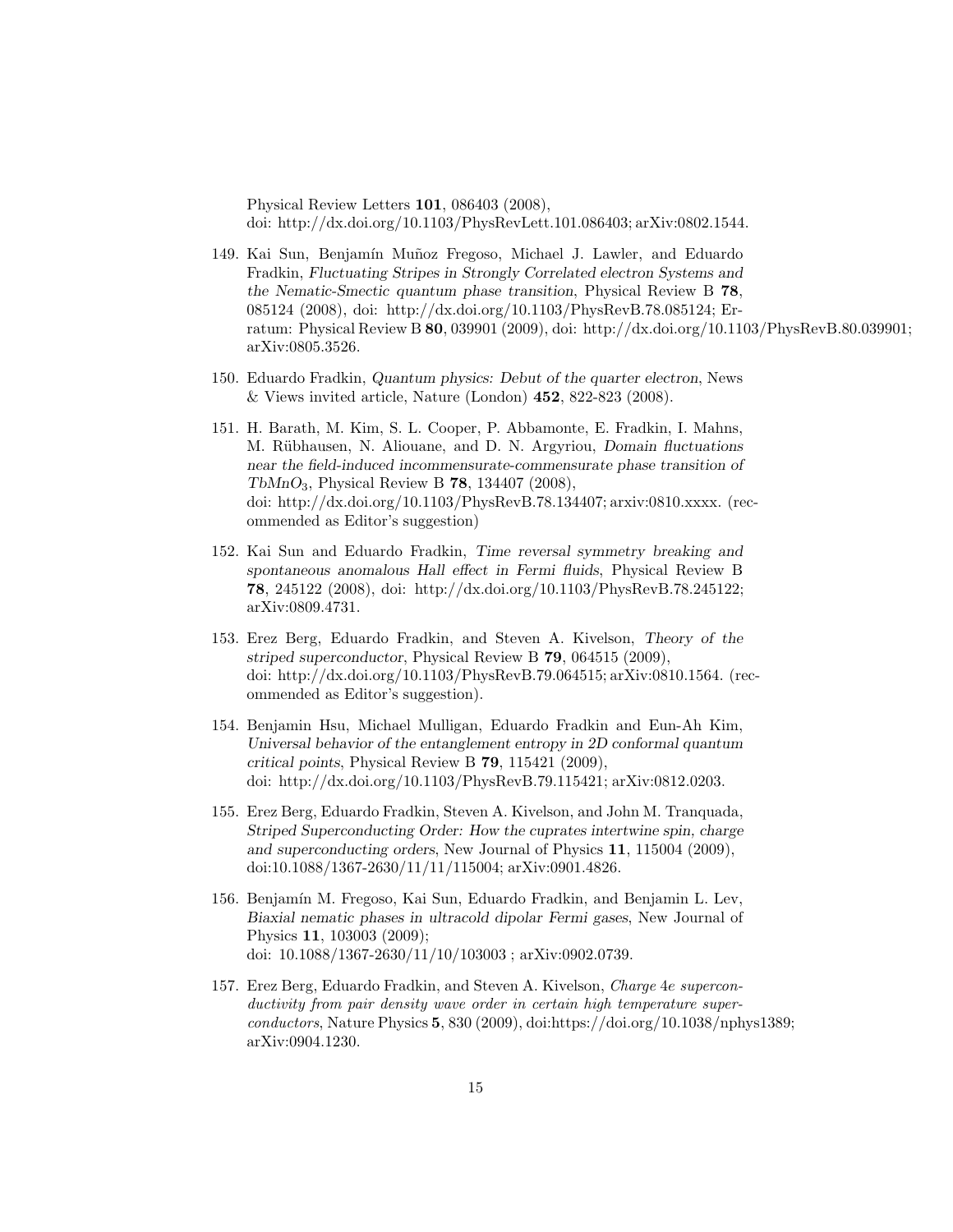Physical Review Letters **101**, 086403 (2008), doi: http://dx.doi.org/10.1103/PhysRevLett.101.086403; arXiv:0802.1544.

149. Kai Sun, Benjamín Muñoz Fregoso, Michael J. Lawler, and Eduardo Fradkin, *Fluctuating Stripes in Strongly Correlated electron Systems and the Nematic-Smectic quantum phase transition*, Physical Review B **78**, 085124 (2008), doi: http://dx.doi.org/10.1103/PhysRevB.78.085124; Erratum: Physical Review B **80**, 039901 (2009), doi: http://dx.doi.org/10.1103/PhysRevB.80.039901; arXiv:0805.3526.

150. Eduardo Fradkin, *Quantum physics: Debut of the quarter electron*, News & Views invited article, Nature (London) **452**, 822-823 (2008).

151. H. Barath, M. Kim, S. L. Cooper, P. Abbamonte, E. Fradkin, I. Mahns, M. Rübhausen, N. Aliouane, and D. N. Argyriou, *Domain fluctuations near the field-induced incommensurate-commensurate phase transition of* $TbMnO_3$, Physical Review B **78**, 134407 (2008), doi: http://dx.doi.org/10.1103/PhysRevB.78.134407; arxiv:0810.xxxx. (recommended as Editor's suggestion)

152. Kai Sun and Eduardo Fradkin, *Time reversal symmetry breaking and spontaneous anomalous Hall effect in Fermi fluids*, Physical Review B **78**, 245122 (2008), doi: http://dx.doi.org/10.1103/PhysRevB.78.245122; arXiv:0809.4731.

153. Erez Berg, Eduardo Fradkin, and Steven A. Kivelson, *Theory of the striped superconductor*, Physical Review B **79**, 064515 (2009), doi: http://dx.doi.org/10.1103/PhysRevB.79.064515; arXiv:0810.1564. (recommended as Editor's suggestion).

154. Benjamin Hsu, Michael Mulligan, Eduardo Fradkin and Eun-Ah Kim, *Universal behavior of the entanglement entropy in 2D conformal quantum critical points*, Physical Review B **79**, 115421 (2009), doi: http://dx.doi.org/10.1103/PhysRevB.79.115421; arXiv:0812.0203.

155. Erez Berg, Eduardo Fradkin, Steven A. Kivelson, and John M. Tranquada, *Striped Superconducting Order: How the cuprates intertwine spin, charge and superconducting orders*, New Journal of Physics **11**, 115004 (2009), doi:10.1088/1367-2630/11/11/115004; arXiv:0901.4826.

156. Benjamín M. Fregoso, Kai Sun, Eduardo Fradkin, and Benjamin L. Lev, *Biaxial nematic phases in ultracold dipolar Fermi gases*, New Journal of Physics **11**, 103003 (2009); doi: 10.1088/1367-2630/11/10/103003 ; arXiv:0902.0739.

157. Erez Berg, Eduardo Fradkin, and Steven A. Kivelson, *Charge 4e superconductivity from pair density wave order in certain high temperature superconductors*, Nature Physics **5**, 830 (2009), doi:https://doi.org/10.1038/nphys1389; arXiv:0904.1230.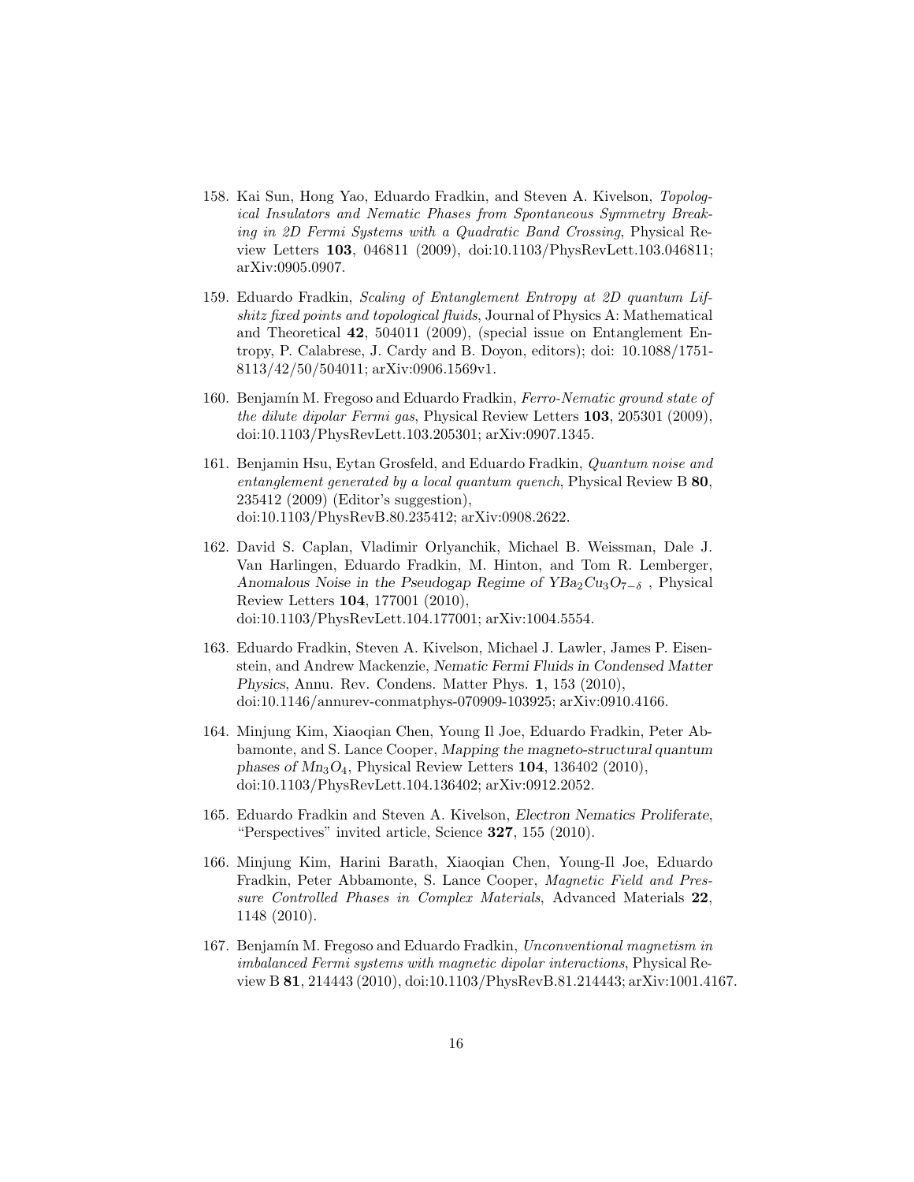158. Kai Sun, Hong Yao, Eduardo Fradkin, and Steven A. Kivelson, *Topological Insulators and Nematic Phases from Spontaneous Symmetry Breaking in 2D Fermi Systems with a Quadratic Band Crossing*, Physical Review Letters **103**, 046811 (2009), doi:10.1103/PhysRevLett.103.046811; arXiv:0905.0907.

159. Eduardo Fradkin, *Scaling of Entanglement Entropy at 2D quantum Lifshitz fixed points and topological fluids*, Journal of Physics A: Mathematical and Theoretical **42**, 504011 (2009), (special issue on Entanglement Entropy, P. Calabrese, J. Cardy and B. Doyon, editors); doi: 10.1088/1751-8113/42/50/504011; arXiv:0906.1569v1.

160. Benjamín M. Fregoso and Eduardo Fradkin, *Ferro-Nematic ground state of the dilute dipolar Fermi gas*, Physical Review Letters **103**, 205301 (2009), doi:10.1103/PhysRevLett.103.205301; arXiv:0907.1345.

161. Benjamin Hsu, Eytan Grosfeld, and Eduardo Fradkin, *Quantum noise and entanglement generated by a local quantum quench*, Physical Review B **80**, 235412 (2009) (Editor's suggestion), doi:10.1103/PhysRevB.80.235412; arXiv:0908.2622.

162. David S. Caplan, Vladimir Orlyanchik, Michael B. Weissman, Dale J. Van Harlingen, Eduardo Fradkin, M. Hinton, and Tom R. Lemberger, *Anomalous Noise in the Pseudogap Regime of* $YBa_2Cu_3O_{7-\delta}$ , Physical Review Letters **104**, 177001 (2010), doi:10.1103/PhysRevLett.104.177001; arXiv:1004.5554.

163. Eduardo Fradkin, Steven A. Kivelson, Michael J. Lawler, James P. Eisenstein, and Andrew Mackenzie, *Nematic Fermi Fluids in Condensed Matter Physics*, Annu. Rev. Condens. Matter Phys. **1**, 153 (2010), doi:10.1146/annurev-conmatphys-070909-103925; arXiv:0910.4166.

164. Minjung Kim, Xiaoqian Chen, Young Il Joe, Eduardo Fradkin, Peter Abbamonte, and S. Lance Cooper, *Mapping the magneto-structural quantum phases of* $Mn_3O_4$, Physical Review Letters **104**, 136402 (2010), doi:10.1103/PhysRevLett.104.136402; arXiv:0912.2052.

165. Eduardo Fradkin and Steven A. Kivelson, *Electron Nematics Proliferate*, "Perspectives" invited article, Science **327**, 155 (2010).

166. Minjung Kim, Harini Barath, Xiaoqian Chen, Young-Il Joe, Eduardo Fradkin, Peter Abbamonte, S. Lance Cooper, *Magnetic Field and Pressure Controlled Phases in Complex Materials*, Advanced Materials **22**, 1148 (2010).

167. Benjamín M. Fregoso and Eduardo Fradkin, *Unconventional magnetism in imbalanced Fermi systems with magnetic dipolar interactions*, Physical Review B **81**, 214443 (2010), doi:10.1103/PhysRevB.81.214443; arXiv:1001.4167.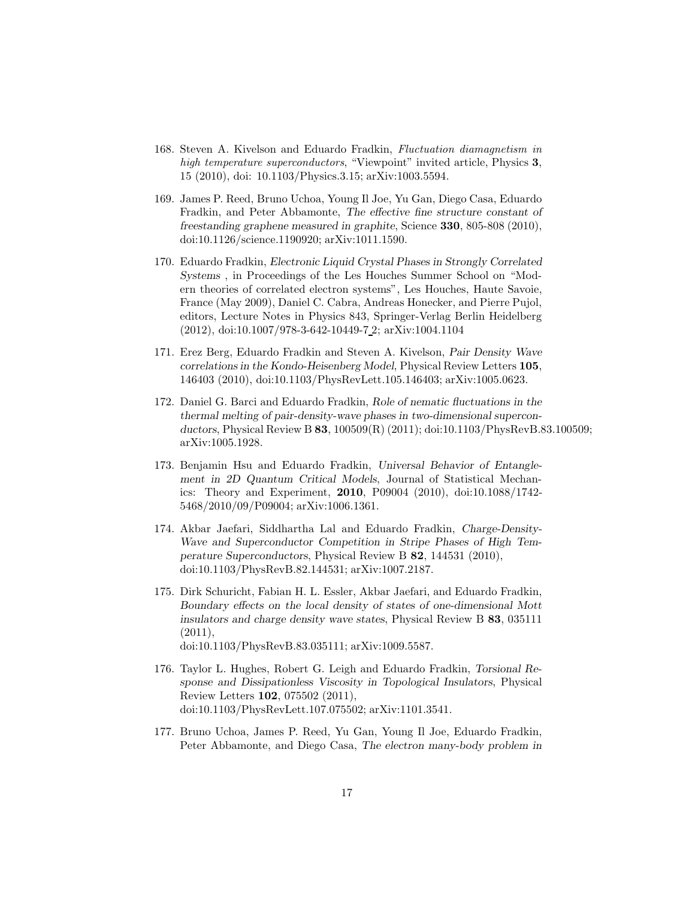168. Steven A. Kivelson and Eduardo Fradkin, *Fluctuation diamagnetism in high temperature superconductors*, "Viewpoint" invited article, Physics **3**, 15 (2010), doi: 10.1103/Physics.3.15; arXiv:1003.5594.

169. James P. Reed, Bruno Uchoa, Young Il Joe, Yu Gan, Diego Casa, Eduardo Fradkin, and Peter Abbamonte, *The effective fine structure constant of freestanding graphene measured in graphite*, Science **330**, 805-808 (2010), doi:10.1126/science.1190920; arXiv:1011.1590.

170. Eduardo Fradkin, *Electronic Liquid Crystal Phases in Strongly Correlated Systems* , in Proceedings of the Les Houches Summer School on "Modern theories of correlated electron systems", Les Houches, Haute Savoie, France (May 2009), Daniel C. Cabra, Andreas Honecker, and Pierre Pujol, editors, Lecture Notes in Physics 843, Springer-Verlag Berlin Heidelberg (2012), doi:10.1007/978-3-642-10449-7_2; arXiv:1004.1104

171. Erez Berg, Eduardo Fradkin and Steven A. Kivelson, *Pair Density Wave correlations in the Kondo-Heisenberg Model*, Physical Review Letters **105**, 146403 (2010), doi:10.1103/PhysRevLett.105.146403; arXiv:1005.0623.

172. Daniel G. Barci and Eduardo Fradkin, *Role of nematic fluctuations in the thermal melting of pair-density-wave phases in two-dimensional superconductors*, Physical Review B **83**, 100509(R) (2011); doi:10.1103/PhysRevB.83.100509; arXiv:1005.1928.

173. Benjamin Hsu and Eduardo Fradkin, *Universal Behavior of Entanglement in 2D Quantum Critical Models*, Journal of Statistical Mechanics: Theory and Experiment, **2010**, P09004 (2010), doi:10.1088/1742-5468/2010/09/P09004; arXiv:1006.1361.

174. Akbar Jaefari, Siddhartha Lal and Eduardo Fradkin, *Charge-Density-Wave and Superconductor Competition in Stripe Phases of High Temperature Superconductors*, Physical Review B **82**, 144531 (2010), doi:10.1103/PhysRevB.82.144531; arXiv:1007.2187.

175. Dirk Schuricht, Fabian H. L. Essler, Akbar Jaefari, and Eduardo Fradkin, *Boundary effects on the local density of states of one-dimensional Mott insulators and charge density wave states*, Physical Review B **83**, 035111 (2011), doi:10.1103/PhysRevB.83.035111; arXiv:1009.5587.

176. Taylor L. Hughes, Robert G. Leigh and Eduardo Fradkin, *Torsional Response and Dissipationless Viscosity in Topological Insulators*, Physical Review Letters **102**, 075502 (2011), doi:10.1103/PhysRevLett.107.075502; arXiv:1101.3541.

177. Bruno Uchoa, James P. Reed, Yu Gan, Young Il Joe, Eduardo Fradkin, Peter Abbamonte, and Diego Casa, *The electron many-body problem in*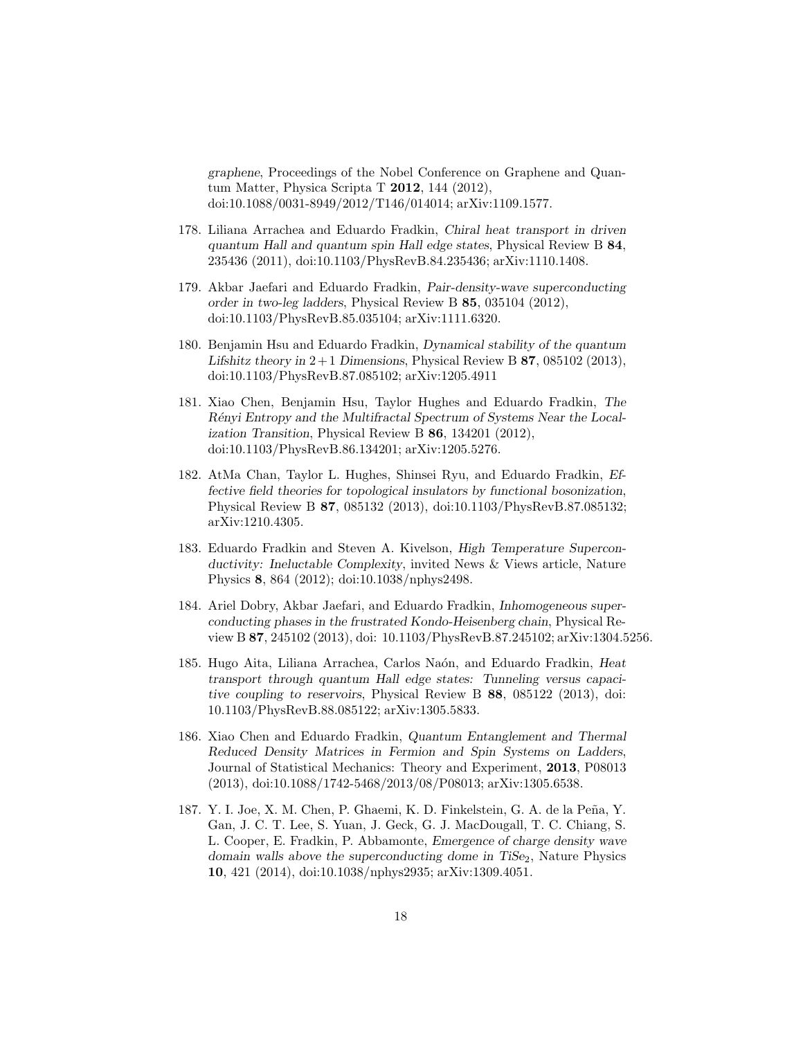*graphene*, Proceedings of the Nobel Conference on Graphene and Quantum Matter, Physica Scripta T **2012**, 144 (2012), doi:10.1088/0031-8949/2012/T146/014014; arXiv:1109.1577.

178. Liliana Arrachea and Eduardo Fradkin, *Chiral heat transport in driven quantum Hall and quantum spin Hall edge states*, Physical Review B **84**, 235436 (2011), doi:10.1103/PhysRevB.84.235436; arXiv:1110.1408.

179. Akbar Jaefari and Eduardo Fradkin, *Pair-density-wave superconducting order in two-leg ladders*, Physical Review B **85**, 035104 (2012), doi:10.1103/PhysRevB.85.035104; arXiv:1111.6320.

180. Benjamin Hsu and Eduardo Fradkin, *Dynamical stability of the quantum Lifshitz theory in $2+1$ Dimensions*, Physical Review B **87**, 085102 (2013), doi:10.1103/PhysRevB.87.085102; arXiv:1205.4911

181. Xiao Chen, Benjamin Hsu, Taylor Hughes and Eduardo Fradkin, *The Rényi Entropy and the Multifractal Spectrum of Systems Near the Localization Transition*, Physical Review B **86**, 134201 (2012), doi:10.1103/PhysRevB.86.134201; arXiv:1205.5276.

182. AtMa Chan, Taylor L. Hughes, Shinsei Ryu, and Eduardo Fradkin, *Effective field theories for topological insulators by functional bosonization*, Physical Review B **87**, 085132 (2013), doi:10.1103/PhysRevB.87.085132; arXiv:1210.4305.

183. Eduardo Fradkin and Steven A. Kivelson, *High Temperature Superconductivity: Ineluctable Complexity*, invited News & Views article, Nature Physics **8**, 864 (2012); doi:10.1038/nphys2498.

184. Ariel Dobry, Akbar Jaefari, and Eduardo Fradkin, *Inhomogeneous superconducting phases in the frustrated Kondo-Heisenberg chain*, Physical Review B **87**, 245102 (2013), doi: 10.1103/PhysRevB.87.245102; arXiv:1304.5256.

185. Hugo Aita, Liliana Arrachea, Carlos Naón, and Eduardo Fradkin, *Heat transport through quantum Hall edge states: Tunneling versus capacitive coupling to reservoirs*, Physical Review B **88**, 085122 (2013), doi: 10.1103/PhysRevB.88.085122; arXiv:1305.5833.

186. Xiao Chen and Eduardo Fradkin, *Quantum Entanglement and Thermal Reduced Density Matrices in Fermion and Spin Systems on Ladders*, Journal of Statistical Mechanics: Theory and Experiment, **2013**, P08013 (2013), doi:10.1088/1742-5468/2013/08/P08013; arXiv:1305.6538.

187. Y. I. Joe, X. M. Chen, P. Ghaemi, K. D. Finkelstein, G. A. de la Peña, Y. Gan, J. C. T. Lee, S. Yuan, J. Geck, G. J. MacDougall, T. C. Chiang, S. L. Cooper, E. Fradkin, P. Abbamonte, *Emergence of charge density wave domain walls above the superconducting dome in $TiSe_2$*, Nature Physics **10**, 421 (2014), doi:10.1038/nphys2935; arXiv:1309.4051.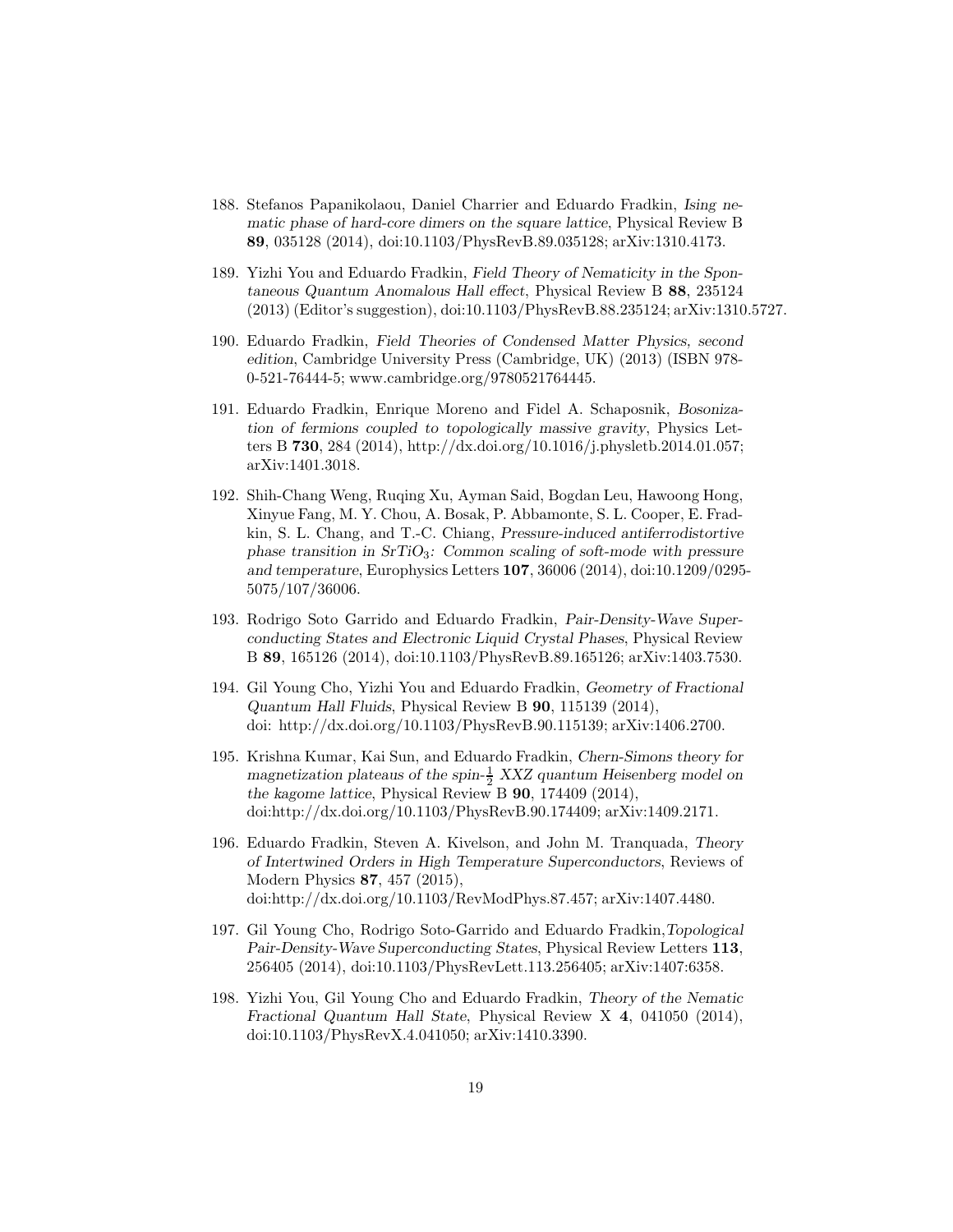188. Stefanos Papanikolaou, Daniel Charrier and Eduardo Fradkin, *Ising nematic phase of hard-core dimers on the square lattice*, Physical Review B **89**, 035128 (2014), doi:10.1103/PhysRevB.89.035128; arXiv:1310.4173.

189. Yizhi You and Eduardo Fradkin, *Field Theory of Nematicity in the Spontaneous Quantum Anomalous Hall effect*, Physical Review B **88**, 235124 (2013) (Editor's suggestion), doi:10.1103/PhysRevB.88.235124; arXiv:1310.5727.

190. Eduardo Fradkin, *Field Theories of Condensed Matter Physics, second edition*, Cambridge University Press (Cambridge, UK) (2013) (ISBN 978-0-521-76444-5; www.cambridge.org/9780521764445.

191. Eduardo Fradkin, Enrique Moreno and Fidel A. Schaposnik, *Bosonization of fermions coupled to topologically massive gravity*, Physics Letters B **730**, 284 (2014), http://dx.doi.org/10.1016/j.physletb.2014.01.057; arXiv:1401.3018.

192. Shih-Chang Weng, Ruqing Xu, Ayman Said, Bogdan Leu, Hawoong Hong, Xinyue Fang, M. Y. Chou, A. Bosak, P. Abbamonte, S. L. Cooper, E. Fradkin, S. L. Chang, and T.-C. Chiang, *Pressure-induced antiferrodistortive phase transition in $SrTiO_3$: Common scaling of soft-mode with pressure and temperature*, Europhysics Letters **107**, 36006 (2014), doi:10.1209/0295-5075/107/36006.

193. Rodrigo Soto Garrido and Eduardo Fradkin, *Pair-Density-Wave Superconducting States and Electronic Liquid Crystal Phases*, Physical Review B **89**, 165126 (2014), doi:10.1103/PhysRevB.89.165126; arXiv:1403.7530.

194. Gil Young Cho, Yizhi You and Eduardo Fradkin, *Geometry of Fractional Quantum Hall Fluids*, Physical Review B **90**, 115139 (2014), doi: http://dx.doi.org/10.1103/PhysRevB.90.115139; arXiv:1406.2700.

195. Krishna Kumar, Kai Sun, and Eduardo Fradkin, *Chern-Simons theory for magnetization plateaus of the spin-$\frac{1}{2}$ XXZ quantum Heisenberg model on the kagome lattice*, Physical Review B **90**, 174409 (2014), doi:http://dx.doi.org/10.1103/PhysRevB.90.174409; arXiv:1409.2171.

196. Eduardo Fradkin, Steven A. Kivelson, and John M. Tranquada, *Theory of Intertwined Orders in High Temperature Superconductors*, Reviews of Modern Physics **87**, 457 (2015), doi:http://dx.doi.org/10.1103/RevModPhys.87.457; arXiv:1407.4480.

197. Gil Young Cho, Rodrigo Soto-Garrido and Eduardo Fradkin,*Topological Pair-Density-Wave Superconducting States*, Physical Review Letters **113**, 256405 (2014), doi:10.1103/PhysRevLett.113.256405; arXiv:1407:6358.

198. Yizhi You, Gil Young Cho and Eduardo Fradkin, *Theory of the Nematic Fractional Quantum Hall State*, Physical Review X **4**, 041050 (2014), doi:10.1103/PhysRevX.4.041050; arXiv:1410.3390.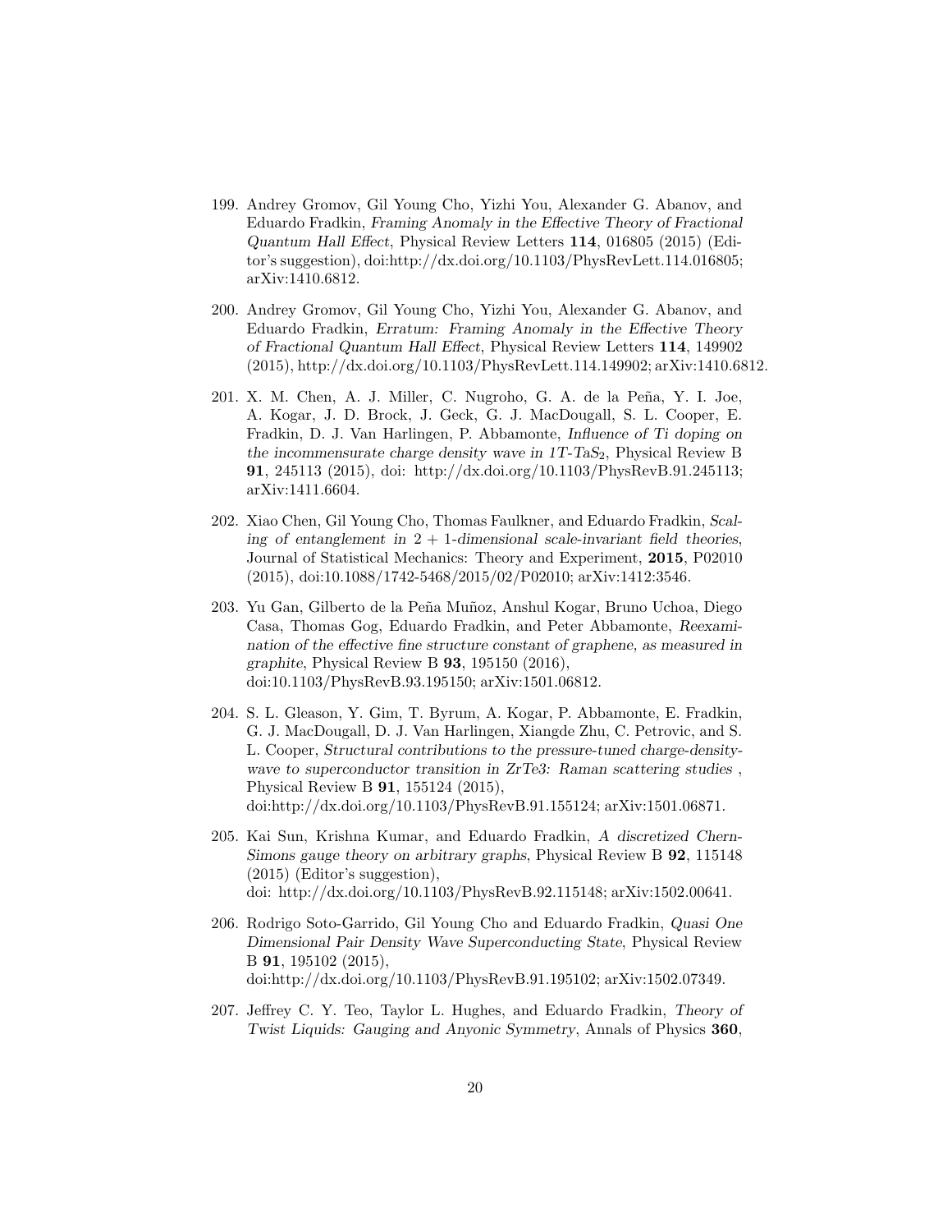199. Andrey Gromov, Gil Young Cho, Yizhi You, Alexander G. Abanov, and Eduardo Fradkin, *Framing Anomaly in the Effective Theory of Fractional Quantum Hall Effect*, Physical Review Letters **114**, 016805 (2015) (Editor's suggestion), doi:http://dx.doi.org/10.1103/PhysRevLett.114.016805; arXiv:1410.6812.

200. Andrey Gromov, Gil Young Cho, Yizhi You, Alexander G. Abanov, and Eduardo Fradkin, *Erratum: Framing Anomaly in the Effective Theory of Fractional Quantum Hall Effect*, Physical Review Letters **114**, 149902 (2015), http://dx.doi.org/10.1103/PhysRevLett.114.149902; arXiv:1410.6812.

201. X. M. Chen, A. J. Miller, C. Nugroho, G. A. de la Peña, Y. I. Joe, A. Kogar, J. D. Brock, J. Geck, G. J. MacDougall, S. L. Cooper, E. Fradkin, D. J. Van Harlingen, P. Abbamonte, *Influence of Ti doping on the incommensurate charge density wave in 1T-$TaS_2$*, Physical Review B **91**, 245113 (2015), doi: http://dx.doi.org/10.1103/PhysRevB.91.245113; arXiv:1411.6604.

202. Xiao Chen, Gil Young Cho, Thomas Faulkner, and Eduardo Fradkin, *Scaling of entanglement in $2 + 1$-dimensional scale-invariant field theories*, Journal of Statistical Mechanics: Theory and Experiment, **2015**, P02010 (2015), doi:10.1088/1742-5468/2015/02/P02010; arXiv:1412:3546.

203. Yu Gan, Gilberto de la Peña Muñoz, Anshul Kogar, Bruno Uchoa, Diego Casa, Thomas Gog, Eduardo Fradkin, and Peter Abbamonte, *Reexamination of the effective fine structure constant of graphene, as measured in graphite*, Physical Review B **93**, 195150 (2016), doi:10.1103/PhysRevB.93.195150; arXiv:1501.06812.

204. S. L. Gleason, Y. Gim, T. Byrum, A. Kogar, P. Abbamonte, E. Fradkin, G. J. MacDougall, D. J. Van Harlingen, Xiangde Zhu, C. Petrovic, and S. L. Cooper, *Structural contributions to the pressure-tuned charge-density-wave to superconductor transition in $ZrTe_3$: Raman scattering studies* , Physical Review B **91**, 155124 (2015), doi:http://dx.doi.org/10.1103/PhysRevB.91.155124; arXiv:1501.06871.

205. Kai Sun, Krishna Kumar, and Eduardo Fradkin, *A discretized Chern-Simons gauge theory on arbitrary graphs*, Physical Review B **92**, 115148 (2015) (Editor's suggestion), doi: http://dx.doi.org/10.1103/PhysRevB.92.115148; arXiv:1502.00641.

206. Rodrigo Soto-Garrido, Gil Young Cho and Eduardo Fradkin, *Quasi One Dimensional Pair Density Wave Superconducting State*, Physical Review B **91**, 195102 (2015), doi:http://dx.doi.org/10.1103/PhysRevB.91.195102; arXiv:1502.07349.

207. Jeffrey C. Y. Teo, Taylor L. Hughes, and Eduardo Fradkin, *Theory of Twist Liquids: Gauging and Anyonic Symmetry*, Annals of Physics **360**,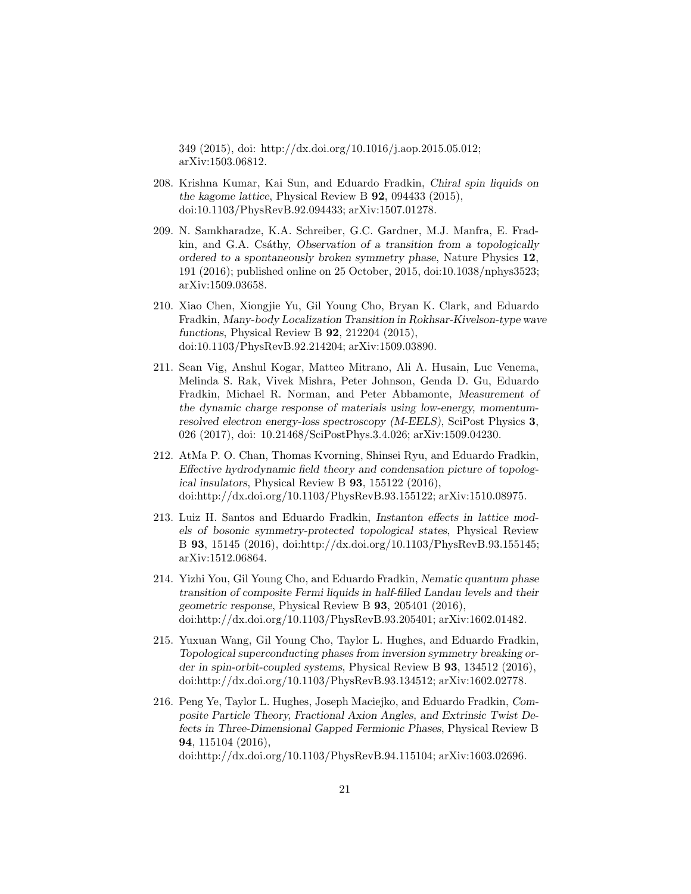349 (2015), doi: http://dx.doi.org/10.1016/j.aop.2015.05.012; arXiv:1503.06812.

208. Krishna Kumar, Kai Sun, and Eduardo Fradkin, *Chiral spin liquids on the kagome lattice*, Physical Review B **92**, 094433 (2015), doi:10.1103/PhysRevB.92.094433; arXiv:1507.01278.

209. N. Samkharadze, K.A. Schreiber, G.C. Gardner, M.J. Manfra, E. Fradkin, and G.A. Csáthy, *Observation of a transition from a topologically ordered to a spontaneously broken symmetry phase*, Nature Physics **12**, 191 (2016); published online on 25 October, 2015, doi:10.1038/nphys3523; arXiv:1509.03658.

210. Xiao Chen, Xiongjie Yu, Gil Young Cho, Bryan K. Clark, and Eduardo Fradkin, *Many-body Localization Transition in Rokhsar-Kivelson-type wave functions*, Physical Review B **92**, 212204 (2015), doi:10.1103/PhysRevB.92.214204; arXiv:1509.03890.

211. Sean Vig, Anshul Kogar, Matteo Mitrano, Ali A. Husain, Luc Venema, Melinda S. Rak, Vivek Mishra, Peter Johnson, Genda D. Gu, Eduardo Fradkin, Michael R. Norman, and Peter Abbamonte, *Measurement of the dynamic charge response of materials using low-energy, momentum-resolved electron energy-loss spectroscopy (M-EELS)*, SciPost Physics **3**, 026 (2017), doi: 10.21468/SciPostPhys.3.4.026; arXiv:1509.04230.

212. AtMa P. O. Chan, Thomas Kvorning, Shinsei Ryu, and Eduardo Fradkin, *Effective hydrodynamic field theory and condensation picture of topological insulators*, Physical Review B **93**, 155122 (2016), doi:http://dx.doi.org/10.1103/PhysRevB.93.155122; arXiv:1510.08975.

213. Luiz H. Santos and Eduardo Fradkin, *Instanton effects in lattice models of bosonic symmetry-protected topological states*, Physical Review B **93**, 15145 (2016), doi:http://dx.doi.org/10.1103/PhysRevB.93.155145; arXiv:1512.06864.

214. Yizhi You, Gil Young Cho, and Eduardo Fradkin, *Nematic quantum phase transition of composite Fermi liquids in half-filled Landau levels and their geometric response*, Physical Review B **93**, 205401 (2016), doi:http://dx.doi.org/10.1103/PhysRevB.93.205401; arXiv:1602.01482.

215. Yuxuan Wang, Gil Young Cho, Taylor L. Hughes, and Eduardo Fradkin, *Topological superconducting phases from inversion symmetry breaking order in spin-orbit-coupled systems*, Physical Review B **93**, 134512 (2016), doi:http://dx.doi.org/10.1103/PhysRevB.93.134512; arXiv:1602.02778.

216. Peng Ye, Taylor L. Hughes, Joseph Maciejko, and Eduardo Fradkin, *Composite Particle Theory, Fractional Axion Angles, and Extrinsic Twist Defects in Three-Dimensional Gapped Fermionic Phases*, Physical Review B **94**, 115104 (2016), doi:http://dx.doi.org/10.1103/PhysRevB.94.115104; arXiv:1603.02696.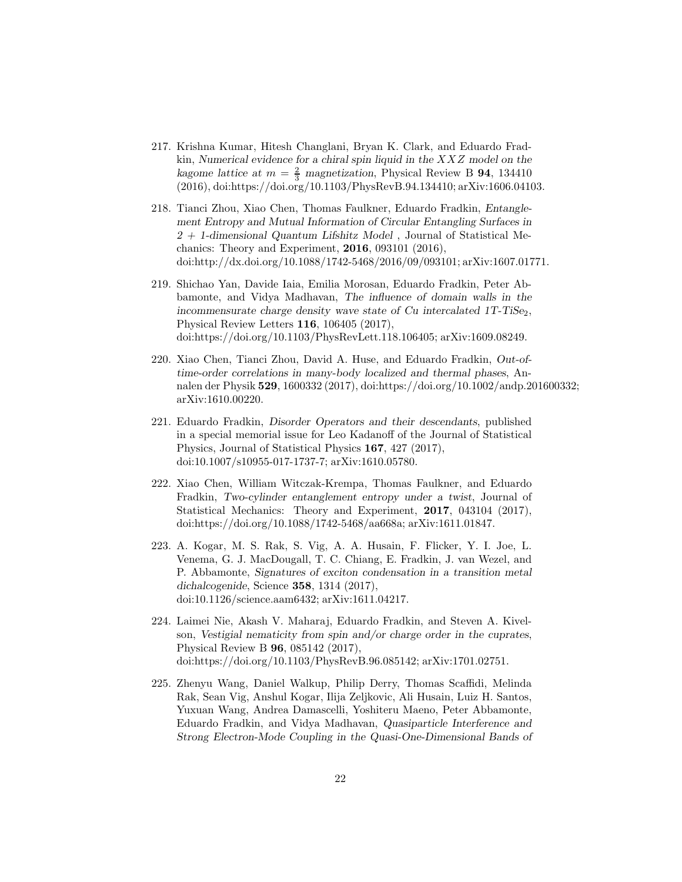217. Krishna Kumar, Hitesh Changlani, Bryan K. Clark, and Eduardo Fradkin, *Numerical evidence for a chiral spin liquid in the $XXZ$ model on the kagome lattice at $m = \frac{2}{3}$ magnetization*, Physical Review B **94**, 134410 (2016), doi:https://doi.org/10.1103/PhysRevB.94.134410; arXiv:1606.04103.

218. Tianci Zhou, Xiao Chen, Thomas Faulkner, Eduardo Fradkin, *Entanglement Entropy and Mutual Information of Circular Entangling Surfaces in $2+1$-dimensional Quantum Lifshitz Model* , Journal of Statistical Mechanics: Theory and Experiment, **2016**, 093101 (2016), doi:http://dx.doi.org/10.1088/1742-5468/2016/09/093101; arXiv:1607.01771.

219. Shichao Yan, Davide Iaia, Emilia Morosan, Eduardo Fradkin, Peter Abbamonte, and Vidya Madhavan, *The influence of domain walls in the incommensurate charge density wave state of Cu intercalated 1T-TiSe$_2$*, Physical Review Letters **116**, 106405 (2017), doi:https://doi.org/10.1103/PhysRevLett.118.106405; arXiv:1609.08249.

220. Xiao Chen, Tianci Zhou, David A. Huse, and Eduardo Fradkin, *Out-of-time-order correlations in many-body localized and thermal phases*, Annalen der Physik **529**, 1600332 (2017), doi:https://doi.org/10.1002/andp.201600332; arXiv:1610.00220.

221. Eduardo Fradkin, *Disorder Operators and their descendants*, published in a special memorial issue for Leo Kadanoff of the Journal of Statistical Physics, Journal of Statistical Physics **167**, 427 (2017), doi:10.1007/s10955-017-1737-7; arXiv:1610.05780.

222. Xiao Chen, William Witczak-Krempa, Thomas Faulkner, and Eduardo Fradkin, *Two-cylinder entanglement entropy under a twist*, Journal of Statistical Mechanics: Theory and Experiment, **2017**, 043104 (2017), doi:https://doi.org/10.1088/1742-5468/aa668a; arXiv:1611.01847.

223. A. Kogar, M. S. Rak, S. Vig, A. A. Husain, F. Flicker, Y. I. Joe, L. Venema, G. J. MacDougall, T. C. Chiang, E. Fradkin, J. van Wezel, and P. Abbamonte, *Signatures of exciton condensation in a transition metal dichalcogenide*, Science **358**, 1314 (2017), doi:10.1126/science.aam6432; arXiv:1611.04217.

224. Laimei Nie, Akash V. Maharaj, Eduardo Fradkin, and Steven A. Kivelson, *Vestigial nematicity from spin and/or charge order in the cuprates*, Physical Review B **96**, 085142 (2017), doi:https://doi.org/10.1103/PhysRevB.96.085142; arXiv:1701.02751.

225. Zhenyu Wang, Daniel Walkup, Philip Derry, Thomas Scaffidi, Melinda Rak, Sean Vig, Anshul Kogar, Ilija Zeljkovic, Ali Husain, Luiz H. Santos, Yuxuan Wang, Andrea Damascelli, Yoshiteru Maeno, Peter Abbamonte, Eduardo Fradkin, and Vidya Madhavan, *Quasiparticle Interference and Strong Electron-Mode Coupling in the Quasi-One-Dimensional Bands of*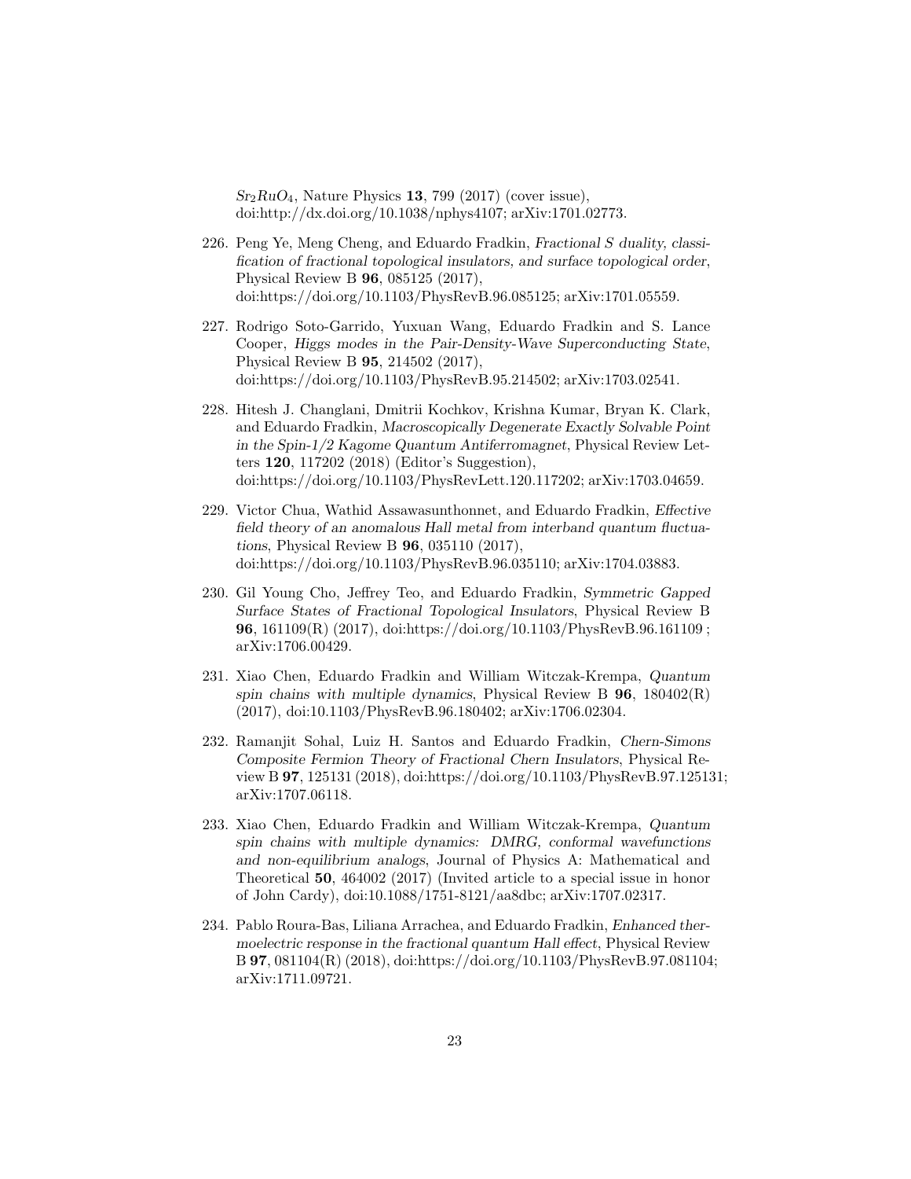$Sr_2RuO_4$, Nature Physics **13**, 799 (2017) (cover issue), doi:http://dx.doi.org/10.1038/nphys4107; arXiv:1701.02773.

226. Peng Ye, Meng Cheng, and Eduardo Fradkin, *Fractional S duality, classification of fractional topological insulators, and surface topological order*, Physical Review B **96**, 085125 (2017), doi:https://doi.org/10.1103/PhysRevB.96.085125; arXiv:1701.05559.

227. Rodrigo Soto-Garrido, Yuxuan Wang, Eduardo Fradkin and S. Lance Cooper, *Higgs modes in the Pair-Density-Wave Superconducting State*, Physical Review B **95**, 214502 (2017), doi:https://doi.org/10.1103/PhysRevB.95.214502; arXiv:1703.02541.

228. Hitesh J. Changlani, Dmitrii Kochkov, Krishna Kumar, Bryan K. Clark, and Eduardo Fradkin, *Macroscopically Degenerate Exactly Solvable Point in the Spin-1/2 Kagome Quantum Antiferromagnet*, Physical Review Letters **120**, 117202 (2018) (Editor's Suggestion), doi:https://doi.org/10.1103/PhysRevLett.120.117202; arXiv:1703.04659.

229. Victor Chua, Wathid Assawasunthonnet, and Eduardo Fradkin, *Effective field theory of an anomalous Hall metal from interband quantum fluctuations*, Physical Review B **96**, 035110 (2017), doi:https://doi.org/10.1103/PhysRevB.96.035110; arXiv:1704.03883.

230. Gil Young Cho, Jeffrey Teo, and Eduardo Fradkin, *Symmetric Gapped Surface States of Fractional Topological Insulators*, Physical Review B **96**, 161109(R) (2017), doi:https://doi.org/10.1103/PhysRevB.96.161109 ; arXiv:1706.00429.

231. Xiao Chen, Eduardo Fradkin and William Witczak-Krempa, *Quantum spin chains with multiple dynamics*, Physical Review B **96**, 180402(R) (2017), doi:10.1103/PhysRevB.96.180402; arXiv:1706.02304.

232. Ramanjit Sohal, Luiz H. Santos and Eduardo Fradkin, *Chern-Simons Composite Fermion Theory of Fractional Chern Insulators*, Physical Review B **97**, 125131 (2018), doi:https://doi.org/10.1103/PhysRevB.97.125131; arXiv:1707.06118.

233. Xiao Chen, Eduardo Fradkin and William Witczak-Krempa, *Quantum spin chains with multiple dynamics: DMRG, conformal wavefunctions and non-equilibrium analogs*, Journal of Physics A: Mathematical and Theoretical **50**, 464002 (2017) (Invited article to a special issue in honor of John Cardy), doi:10.1088/1751-8121/aa8dbc; arXiv:1707.02317.

234. Pablo Roura-Bas, Liliana Arrachea, and Eduardo Fradkin, *Enhanced thermoelectric response in the fractional quantum Hall effect*, Physical Review B **97**, 081104(R) (2018), doi:https://doi.org/10.1103/PhysRevB.97.081104; arXiv:1711.09721.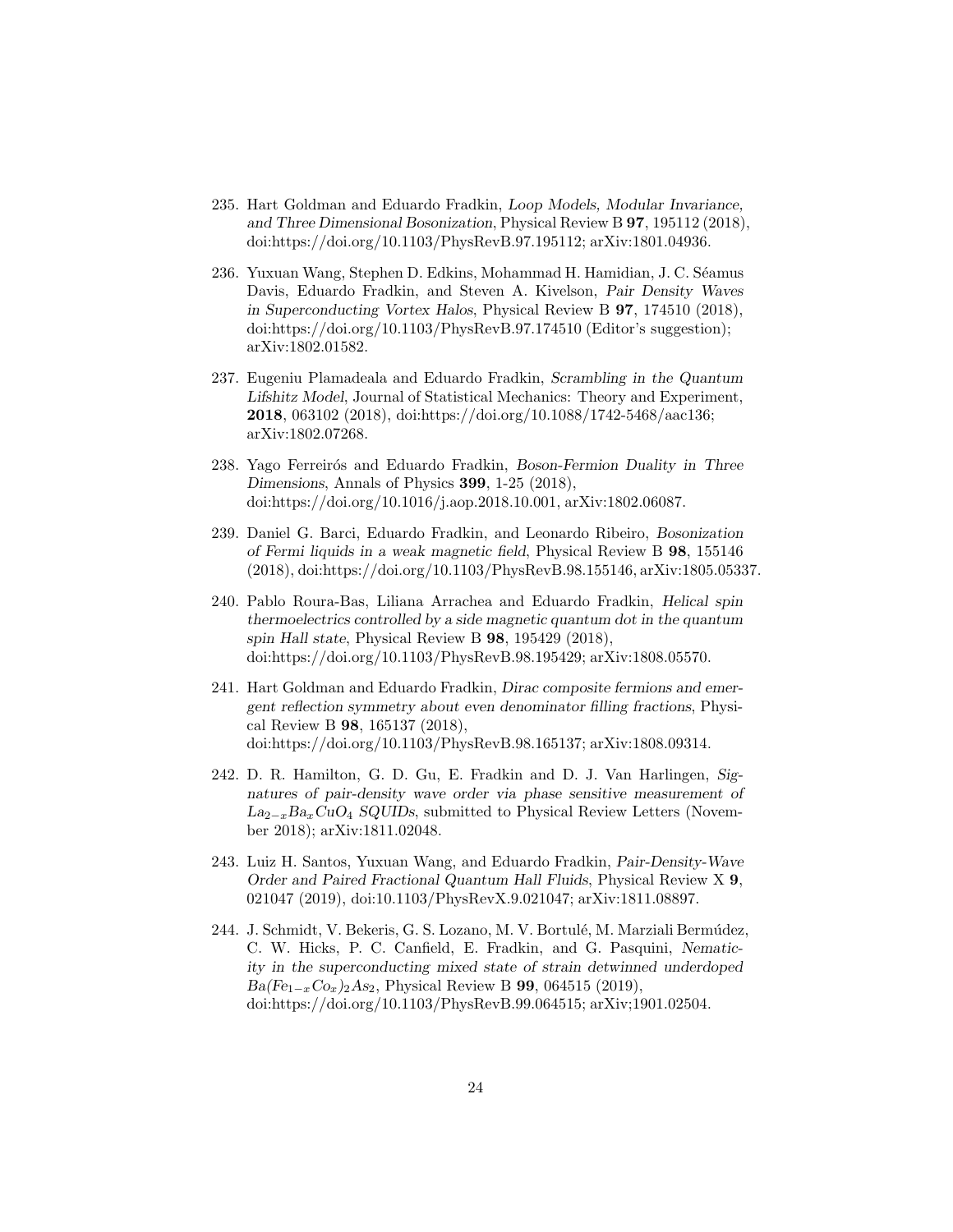235. Hart Goldman and Eduardo Fradkin, *Loop Models, Modular Invariance, and Three Dimensional Bosonization*, Physical Review B **97**, 195112 (2018), doi:https://doi.org/10.1103/PhysRevB.97.195112; arXiv:1801.04936.

236. Yuxuan Wang, Stephen D. Edkins, Mohammad H. Hamidian, J. C. Séamus Davis, Eduardo Fradkin, and Steven A. Kivelson, *Pair Density Waves in Superconducting Vortex Halos*, Physical Review B **97**, 174510 (2018), doi:https://doi.org/10.1103/PhysRevB.97.174510 (Editor's suggestion); arXiv:1802.01582.

237. Eugeniu Plamadeala and Eduardo Fradkin, *Scrambling in the Quantum Lifshitz Model*, Journal of Statistical Mechanics: Theory and Experiment, **2018**, 063102 (2018), doi:https://doi.org/10.1088/1742-5468/aac136; arXiv:1802.07268.

238. Yago Ferreirós and Eduardo Fradkin, *Boson-Fermion Duality in Three Dimensions*, Annals of Physics **399**, 1-25 (2018), doi:https://doi.org/10.1016/j.aop.2018.10.001, arXiv:1802.06087.

239. Daniel G. Barci, Eduardo Fradkin, and Leonardo Ribeiro, *Bosonization of Fermi liquids in a weak magnetic field*, Physical Review B **98**, 155146 (2018), doi:https://doi.org/10.1103/PhysRevB.98.155146, arXiv:1805.05337.

240. Pablo Roura-Bas, Liliana Arrachea and Eduardo Fradkin, *Helical spin thermoelectrics controlled by a side magnetic quantum dot in the quantum spin Hall state*, Physical Review B **98**, 195429 (2018), doi:https://doi.org/10.1103/PhysRevB.98.195429; arXiv:1808.05570.

241. Hart Goldman and Eduardo Fradkin, *Dirac composite fermions and emergent reflection symmetry about even denominator filling fractions*, Physical Review B **98**, 165137 (2018), doi:https://doi.org/10.1103/PhysRevB.98.165137; arXiv:1808.09314.

242. D. R. Hamilton, G. D. Gu, E. Fradkin and D. J. Van Harlingen, *Signatures of pair-density wave order via phase sensitive measurement of $La_{2-x}Ba_xCuO_4$ SQUIDs*, submitted to Physical Review Letters (November 2018); arXiv:1811.02048.

243. Luiz H. Santos, Yuxuan Wang, and Eduardo Fradkin, *Pair-Density-Wave Order and Paired Fractional Quantum Hall Fluids*, Physical Review X **9**, 021047 (2019), doi:10.1103/PhysRevX.9.021047; arXiv:1811.08897.

244. J. Schmidt, V. Bekeris, G. S. Lozano, M. V. Bortulé, M. Marziali Bermúdez, C. W. Hicks, P. C. Canfield, E. Fradkin, and G. Pasquini, *Nematicity in the superconducting mixed state of strain detwinned underdoped $Ba(Fe_{1-x}Co_x)_2As_2$*, Physical Review B **99**, 064515 (2019), doi:https://doi.org/10.1103/PhysRevB.99.064515; arXiv;1901.02504.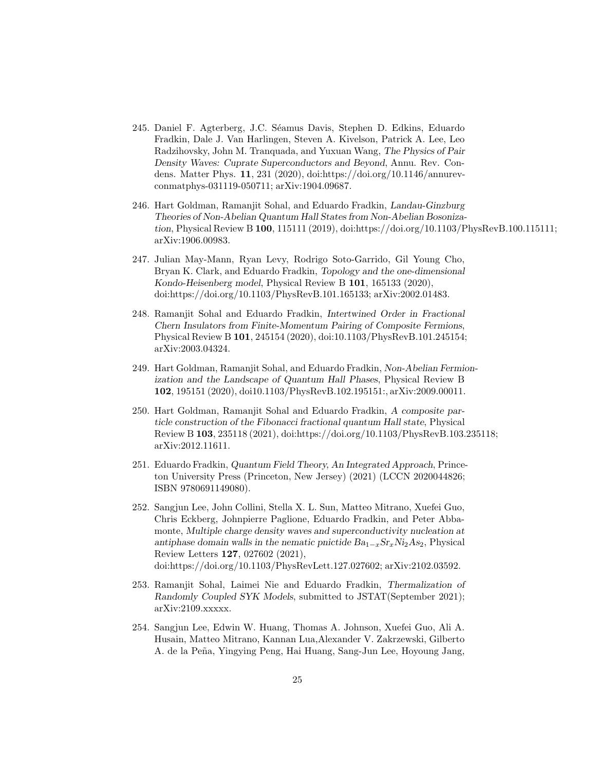245. Daniel F. Agterberg, J.C. Séamus Davis, Stephen D. Edkins, Eduardo Fradkin, Dale J. Van Harlingen, Steven A. Kivelson, Patrick A. Lee, Leo Radzihovsky, John M. Tranquada, and Yuxuan Wang, *The Physics of Pair Density Waves: Cuprate Superconductors and Beyond*, Annu. Rev. Condens. Matter Phys. **11**, 231 (2020), doi:https://doi.org/10.1146/annurev-conmatphys-031119-050711; arXiv:1904.09687.

246. Hart Goldman, Ramanjit Sohal, and Eduardo Fradkin, *Landau-Ginzburg Theories of Non-Abelian Quantum Hall States from Non-Abelian Bosonization*, Physical Review B **100**, 115111 (2019), doi:https://doi.org/10.1103/PhysRevB.100.115111; arXiv:1906.00983.

247. Julian May-Mann, Ryan Levy, Rodrigo Soto-Garrido, Gil Young Cho, Bryan K. Clark, and Eduardo Fradkin, *Topology and the one-dimensional Kondo-Heisenberg model*, Physical Review B **101**, 165133 (2020), doi:https://doi.org/10.1103/PhysRevB.101.165133; arXiv:2002.01483.

248. Ramanjit Sohal and Eduardo Fradkin, *Intertwined Order in Fractional Chern Insulators from Finite-Momentum Pairing of Composite Fermions*, Physical Review B **101**, 245154 (2020), doi:10.1103/PhysRevB.101.245154; arXiv:2003.04324.

249. Hart Goldman, Ramanjit Sohal, and Eduardo Fradkin, *Non-Abelian Fermionization and the Landscape of Quantum Hall Phases*, Physical Review B **102**, 195151 (2020), doi10.1103/PhysRevB.102.195151:, arXiv:2009.00011.

250. Hart Goldman, Ramanjit Sohal and Eduardo Fradkin, *A composite particle construction of the Fibonacci fractional quantum Hall state*, Physical Review B **103**, 235118 (2021), doi:https://doi.org/10.1103/PhysRevB.103.235118; arXiv:2012.11611.

251. Eduardo Fradkin, *Quantum Field Theory, An Integrated Approach*, Princeton University Press (Princeton, New Jersey) (2021) (LCCN 2020044826; ISBN 9780691149080).

252. Sangjun Lee, John Collini, Stella X. L. Sun, Matteo Mitrano, Xuefei Guo, Chris Eckberg, Johnpierre Paglione, Eduardo Fradkin, and Peter Abbamonte, *Multiple charge density waves and superconductivity nucleation at antiphase domain walls in the nematic pnictide $Ba_{1-x}Sr_xNi_2As_2$*, Physical Review Letters **127**, 027602 (2021), doi:https://doi.org/10.1103/PhysRevLett.127.027602; arXiv:2102.03592.

253. Ramanjit Sohal, Laimei Nie and Eduardo Fradkin, *Thermalization of Randomly Coupled SYK Models*, submitted to JSTAT(September 2021); arXiv:2109.xxxxx.

254. Sangjun Lee, Edwin W. Huang, Thomas A. Johnson, Xuefei Guo, Ali A. Husain, Matteo Mitrano, Kannan Lua,Alexander V. Zakrzewski, Gilberto A. de la Peña, Yingying Peng, Hai Huang, Sang-Jun Lee, Hoyoung Jang,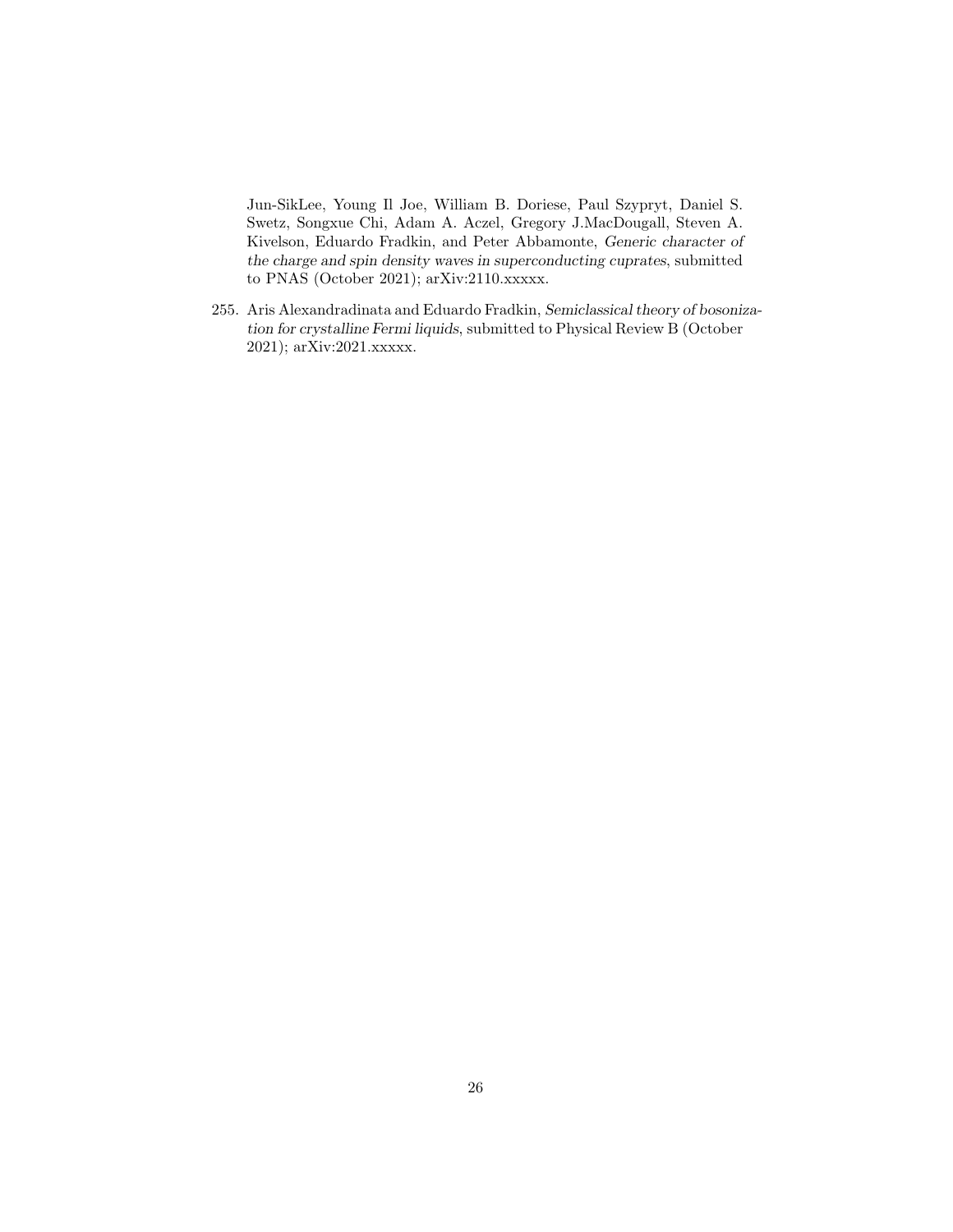Jun-SikLee, Young Il Joe, William B. Doriese, Paul Szypryt, Daniel S. Swetz, Songxue Chi, Adam A. Aczel, Gregory J.MacDougall, Steven A. Kivelson, Eduardo Fradkin, and Peter Abbamonte, *Generic character of the charge and spin density waves in superconducting cuprates*, submitted to PNAS (October 2021); arXiv:2110.xxxxx.

255. Aris Alexandradinata and Eduardo Fradkin, *Semiclassical theory of bosonization for crystalline Fermi liquids*, submitted to Physical Review B (October 2021); arXiv:2021.xxxxx.